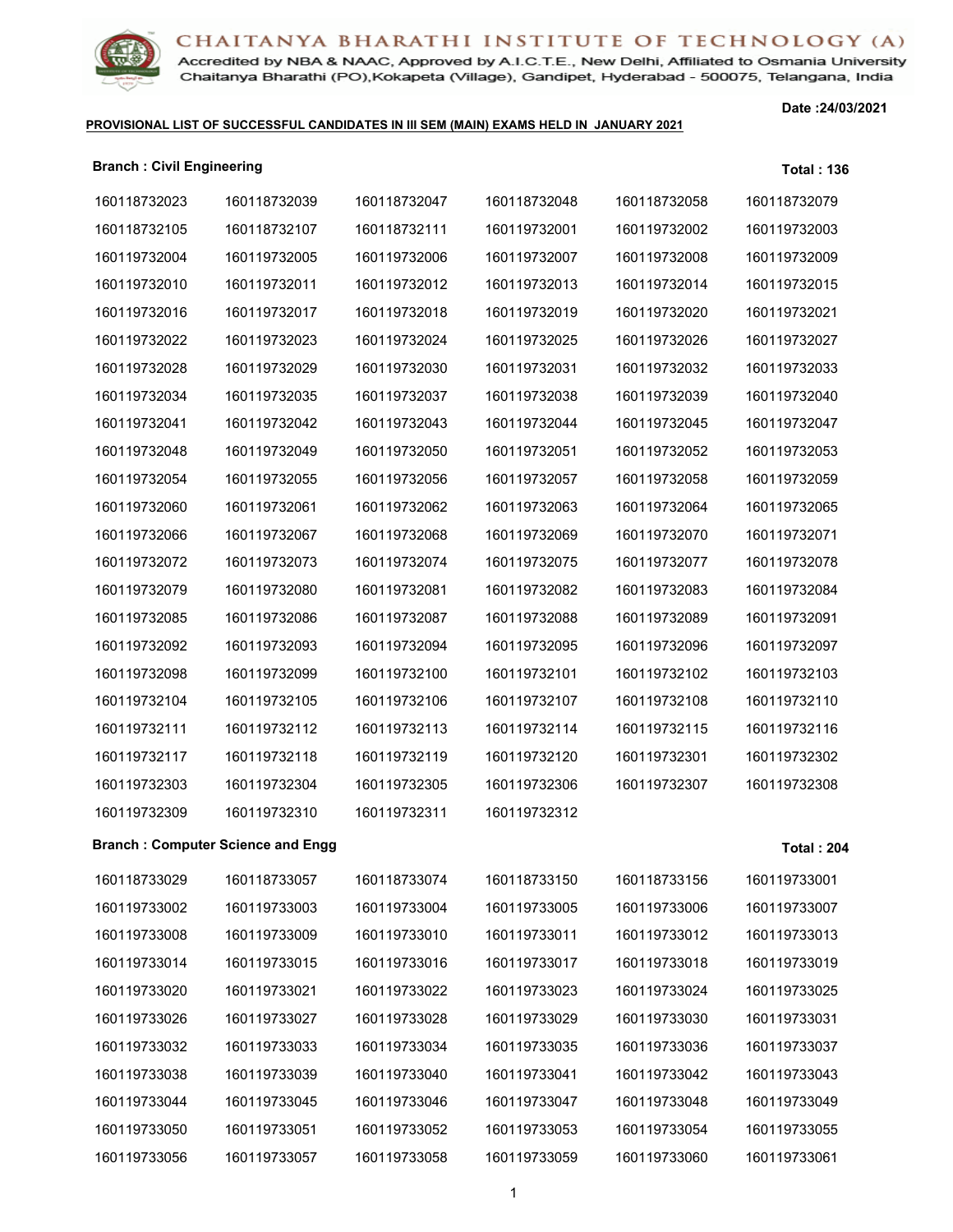# CHAITANYA BHARATHI INSTITUTE OF TECHNOLOGY (A)

Accredited by NBA & NAAC, Approved by A.I.C.T.E., New Delhi, Affiliated to Osmania University
Chaitanya Bharathi (PO),Kokapeta (Village), Gandipet, Hyderabad - 500075, Telangana, India

Date :24/03/2021

**PROVISIONAL LIST OF SUCCESSFUL CANDIDATES IN III SEM (MAIN) EXAMS HELD IN JANUARY 2021**

**Branch : Civil Engineering** **Total : 136**

| | | | | | |
|---|---|---|---|---|---|
| 160118732023 | 160118732039 | 160118732047 | 160118732048 | 160118732058 | 160118732079 |
| 160118732105 | 160118732107 | 160118732111 | 160119732001 | 160119732002 | 160119732003 |
| 160119732004 | 160119732005 | 160119732006 | 160119732007 | 160119732008 | 160119732009 |
| 160119732010 | 160119732011 | 160119732012 | 160119732013 | 160119732014 | 160119732015 |
| 160119732016 | 160119732017 | 160119732018 | 160119732019 | 160119732020 | 160119732021 |
| 160119732022 | 160119732023 | 160119732024 | 160119732025 | 160119732026 | 160119732027 |
| 160119732028 | 160119732029 | 160119732030 | 160119732031 | 160119732032 | 160119732033 |
| 160119732034 | 160119732035 | 160119732037 | 160119732038 | 160119732039 | 160119732040 |
| 160119732041 | 160119732042 | 160119732043 | 160119732044 | 160119732045 | 160119732047 |
| 160119732048 | 160119732049 | 160119732050 | 160119732051 | 160119732052 | 160119732053 |
| 160119732054 | 160119732055 | 160119732056 | 160119732057 | 160119732058 | 160119732059 |
| 160119732060 | 160119732061 | 160119732062 | 160119732063 | 160119732064 | 160119732065 |
| 160119732066 | 160119732067 | 160119732068 | 160119732069 | 160119732070 | 160119732071 |
| 160119732072 | 160119732073 | 160119732074 | 160119732075 | 160119732077 | 160119732078 |
| 160119732079 | 160119732080 | 160119732081 | 160119732082 | 160119732083 | 160119732084 |
| 160119732085 | 160119732086 | 160119732087 | 160119732088 | 160119732089 | 160119732091 |
| 160119732092 | 160119732093 | 160119732094 | 160119732095 | 160119732096 | 160119732097 |
| 160119732098 | 160119732099 | 160119732100 | 160119732101 | 160119732102 | 160119732103 |
| 160119732104 | 160119732105 | 160119732106 | 160119732107 | 160119732108 | 160119732110 |
| 160119732111 | 160119732112 | 160119732113 | 160119732114 | 160119732115 | 160119732116 |
| 160119732117 | 160119732118 | 160119732119 | 160119732120 | 160119732301 | 160119732302 |
| 160119732303 | 160119732304 | 160119732305 | 160119732306 | 160119732307 | 160119732308 |
| 160119732309 | 160119732310 | 160119732311 | 160119732312 | | |

**Branch : Computer Science and Engg** **Total : 204**

| | | | | | |
|---|---|---|---|---|---|
| 160118733029 | 160118733057 | 160118733074 | 160118733150 | 160118733156 | 160119733001 |
| 160119733002 | 160119733003 | 160119733004 | 160119733005 | 160119733006 | 160119733007 |
| 160119733008 | 160119733009 | 160119733010 | 160119733011 | 160119733012 | 160119733013 |
| 160119733014 | 160119733015 | 160119733016 | 160119733017 | 160119733018 | 160119733019 |
| 160119733020 | 160119733021 | 160119733022 | 160119733023 | 160119733024 | 160119733025 |
| 160119733026 | 160119733027 | 160119733028 | 160119733029 | 160119733030 | 160119733031 |
| 160119733032 | 160119733033 | 160119733034 | 160119733035 | 160119733036 | 160119733037 |
| 160119733038 | 160119733039 | 160119733040 | 160119733041 | 160119733042 | 160119733043 |
| 160119733044 | 160119733045 | 160119733046 | 160119733047 | 160119733048 | 160119733049 |
| 160119733050 | 160119733051 | 160119733052 | 160119733053 | 160119733054 | 160119733055 |
| 160119733056 | 160119733057 | 160119733058 | 160119733059 | 160119733060 | 160119733061 |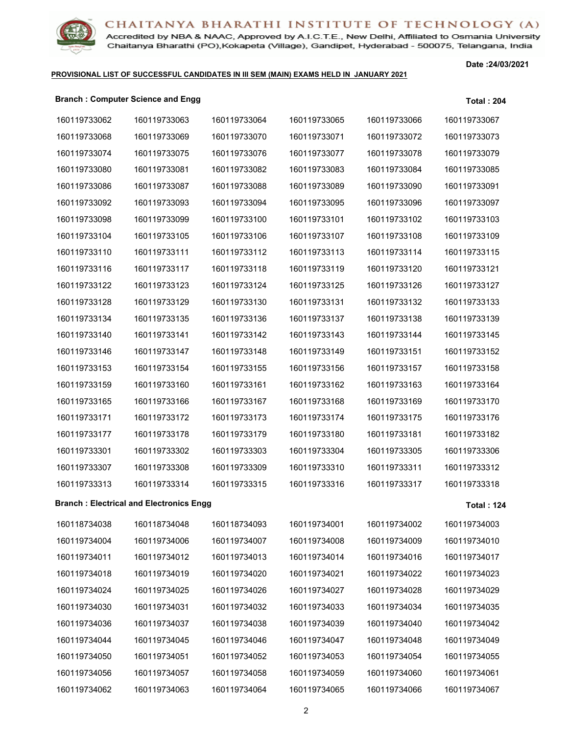# CHAITANYA BHARATHI INSTITUTE OF TECHNOLOGY (A)

Accredited by NBA & NAAC, Approved by A.I.C.T.E., New Delhi, Affiliated to Osmania University
Chaitanya Bharathi (PO),Kokapeta (Village), Gandipet, Hyderabad - 500075, Telangana, India

**Date :24/03/2021**

**PROVISIONAL LIST OF SUCCESSFUL CANDIDATES IN III SEM (MAIN) EXAMS HELD IN JANUARY 2021**

**Branch : Computer Science and Engg** **Total : 204**

| | | | | | |
|---|---|---|---|---|---|
| 160119733062 | 160119733063 | 160119733064 | 160119733065 | 160119733066 | 160119733067 |
| 160119733068 | 160119733069 | 160119733070 | 160119733071 | 160119733072 | 160119733073 |
| 160119733074 | 160119733075 | 160119733076 | 160119733077 | 160119733078 | 160119733079 |
| 160119733080 | 160119733081 | 160119733082 | 160119733083 | 160119733084 | 160119733085 |
| 160119733086 | 160119733087 | 160119733088 | 160119733089 | 160119733090 | 160119733091 |
| 160119733092 | 160119733093 | 160119733094 | 160119733095 | 160119733096 | 160119733097 |
| 160119733098 | 160119733099 | 160119733100 | 160119733101 | 160119733102 | 160119733103 |
| 160119733104 | 160119733105 | 160119733106 | 160119733107 | 160119733108 | 160119733109 |
| 160119733110 | 160119733111 | 160119733112 | 160119733113 | 160119733114 | 160119733115 |
| 160119733116 | 160119733117 | 160119733118 | 160119733119 | 160119733120 | 160119733121 |
| 160119733122 | 160119733123 | 160119733124 | 160119733125 | 160119733126 | 160119733127 |
| 160119733128 | 160119733129 | 160119733130 | 160119733131 | 160119733132 | 160119733133 |
| 160119733134 | 160119733135 | 160119733136 | 160119733137 | 160119733138 | 160119733139 |
| 160119733140 | 160119733141 | 160119733142 | 160119733143 | 160119733144 | 160119733145 |
| 160119733146 | 160119733147 | 160119733148 | 160119733149 | 160119733151 | 160119733152 |
| 160119733153 | 160119733154 | 160119733155 | 160119733156 | 160119733157 | 160119733158 |
| 160119733159 | 160119733160 | 160119733161 | 160119733162 | 160119733163 | 160119733164 |
| 160119733165 | 160119733166 | 160119733167 | 160119733168 | 160119733169 | 160119733170 |
| 160119733171 | 160119733172 | 160119733173 | 160119733174 | 160119733175 | 160119733176 |
| 160119733177 | 160119733178 | 160119733179 | 160119733180 | 160119733181 | 160119733182 |
| 160119733301 | 160119733302 | 160119733303 | 160119733304 | 160119733305 | 160119733306 |
| 160119733307 | 160119733308 | 160119733309 | 160119733310 | 160119733311 | 160119733312 |
| 160119733313 | 160119733314 | 160119733315 | 160119733316 | 160119733317 | 160119733318 |

**Branch : Electrical and Electronics Engg** **Total : 124**

| | | | | | |
|---|---|---|---|---|---|
| 160118734038 | 160118734048 | 160118734093 | 160119734001 | 160119734002 | 160119734003 |
| 160119734004 | 160119734006 | 160119734007 | 160119734008 | 160119734009 | 160119734010 |
| 160119734011 | 160119734012 | 160119734013 | 160119734014 | 160119734016 | 160119734017 |
| 160119734018 | 160119734019 | 160119734020 | 160119734021 | 160119734022 | 160119734023 |
| 160119734024 | 160119734025 | 160119734026 | 160119734027 | 160119734028 | 160119734029 |
| 160119734030 | 160119734031 | 160119734032 | 160119734033 | 160119734034 | 160119734035 |
| 160119734036 | 160119734037 | 160119734038 | 160119734039 | 160119734040 | 160119734042 |
| 160119734044 | 160119734045 | 160119734046 | 160119734047 | 160119734048 | 160119734049 |
| 160119734050 | 160119734051 | 160119734052 | 160119734053 | 160119734054 | 160119734055 |
| 160119734056 | 160119734057 | 160119734058 | 160119734059 | 160119734060 | 160119734061 |
| 160119734062 | 160119734063 | 160119734064 | 160119734065 | 160119734066 | 160119734067 |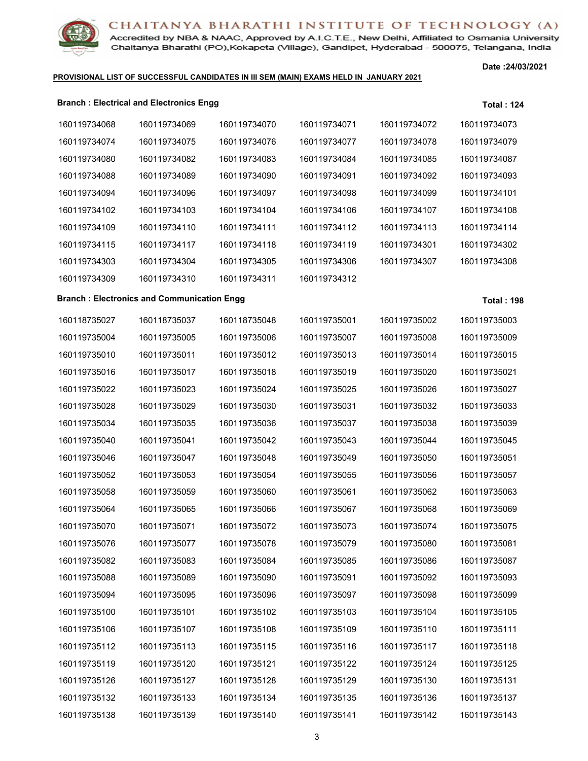**PROVISIONAL LIST OF SUCCESSFUL CANDIDATES IN III SEM (MAIN) EXAMS HELD IN JANUARY 2021**

Date :24/03/2021

**Branch : Electrical and Electronics Engg** — **Total : 124**

| | | | | | |
|---|---|---|---|---|---|
| 160119734068 | 160119734069 | 160119734070 | 160119734071 | 160119734072 | 160119734073 |
| 160119734074 | 160119734075 | 160119734076 | 160119734077 | 160119734078 | 160119734079 |
| 160119734080 | 160119734082 | 160119734083 | 160119734084 | 160119734085 | 160119734087 |
| 160119734088 | 160119734089 | 160119734090 | 160119734091 | 160119734092 | 160119734093 |
| 160119734094 | 160119734096 | 160119734097 | 160119734098 | 160119734099 | 160119734101 |
| 160119734102 | 160119734103 | 160119734104 | 160119734106 | 160119734107 | 160119734108 |
| 160119734109 | 160119734110 | 160119734111 | 160119734112 | 160119734113 | 160119734114 |
| 160119734115 | 160119734117 | 160119734118 | 160119734119 | 160119734301 | 160119734302 |
| 160119734303 | 160119734304 | 160119734305 | 160119734306 | 160119734307 | 160119734308 |
| 160119734309 | 160119734310 | 160119734311 | 160119734312 | | |

**Branch : Electronics and Communication Engg** — **Total : 198**

| | | | | | |
|---|---|---|---|---|---|
| 160118735027 | 160118735037 | 160118735048 | 160119735001 | 160119735002 | 160119735003 |
| 160119735004 | 160119735005 | 160119735006 | 160119735007 | 160119735008 | 160119735009 |
| 160119735010 | 160119735011 | 160119735012 | 160119735013 | 160119735014 | 160119735015 |
| 160119735016 | 160119735017 | 160119735018 | 160119735019 | 160119735020 | 160119735021 |
| 160119735022 | 160119735023 | 160119735024 | 160119735025 | 160119735026 | 160119735027 |
| 160119735028 | 160119735029 | 160119735030 | 160119735031 | 160119735032 | 160119735033 |
| 160119735034 | 160119735035 | 160119735036 | 160119735037 | 160119735038 | 160119735039 |
| 160119735040 | 160119735041 | 160119735042 | 160119735043 | 160119735044 | 160119735045 |
| 160119735046 | 160119735047 | 160119735048 | 160119735049 | 160119735050 | 160119735051 |
| 160119735052 | 160119735053 | 160119735054 | 160119735055 | 160119735056 | 160119735057 |
| 160119735058 | 160119735059 | 160119735060 | 160119735061 | 160119735062 | 160119735063 |
| 160119735064 | 160119735065 | 160119735066 | 160119735067 | 160119735068 | 160119735069 |
| 160119735070 | 160119735071 | 160119735072 | 160119735073 | 160119735074 | 160119735075 |
| 160119735076 | 160119735077 | 160119735078 | 160119735079 | 160119735080 | 160119735081 |
| 160119735082 | 160119735083 | 160119735084 | 160119735085 | 160119735086 | 160119735087 |
| 160119735088 | 160119735089 | 160119735090 | 160119735091 | 160119735092 | 160119735093 |
| 160119735094 | 160119735095 | 160119735096 | 160119735097 | 160119735098 | 160119735099 |
| 160119735100 | 160119735101 | 160119735102 | 160119735103 | 160119735104 | 160119735105 |
| 160119735106 | 160119735107 | 160119735108 | 160119735109 | 160119735110 | 160119735111 |
| 160119735112 | 160119735113 | 160119735115 | 160119735116 | 160119735117 | 160119735118 |
| 160119735119 | 160119735120 | 160119735121 | 160119735122 | 160119735124 | 160119735125 |
| 160119735126 | 160119735127 | 160119735128 | 160119735129 | 160119735130 | 160119735131 |
| 160119735132 | 160119735133 | 160119735134 | 160119735135 | 160119735136 | 160119735137 |
| 160119735138 | 160119735139 | 160119735140 | 160119735141 | 160119735142 | 160119735143 |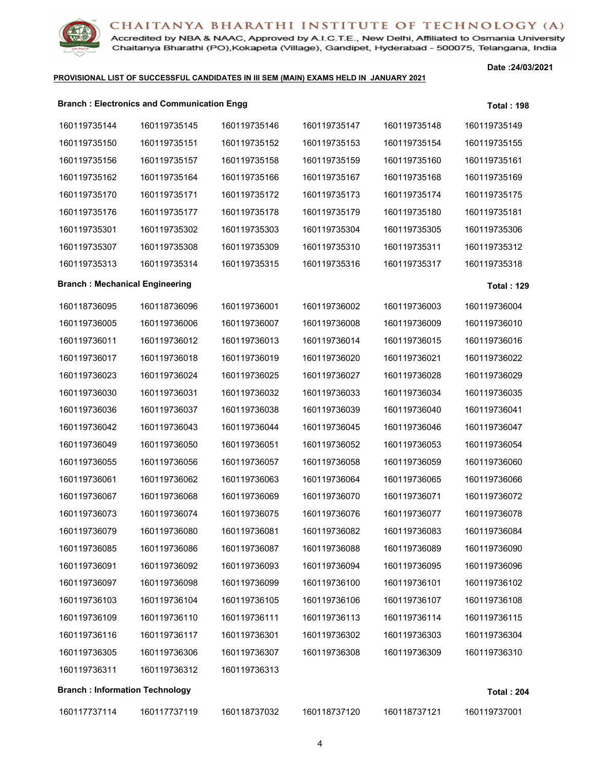**CHAITANYA BHARATHI INSTITUTE OF TECHNOLOGY (A)**

Accredited by NBA & NAAC, Approved by A.I.C.T.E., New Delhi, Affiliated to Osmania University
Chaitanya Bharathi (PO),Kokapeta (Village), Gandipet, Hyderabad - 500075, Telangana, India

Date :24/03/2021

**PROVISIONAL LIST OF SUCCESSFUL CANDIDATES IN III SEM (MAIN) EXAMS HELD IN JANUARY 2021**

**Branch : Electronics and Communication Engg** — **Total : 198**

| | | | | | |
|---|---|---|---|---|---|
| 160119735144 | 160119735145 | 160119735146 | 160119735147 | 160119735148 | 160119735149 |
| 160119735150 | 160119735151 | 160119735152 | 160119735153 | 160119735154 | 160119735155 |
| 160119735156 | 160119735157 | 160119735158 | 160119735159 | 160119735160 | 160119735161 |
| 160119735162 | 160119735164 | 160119735166 | 160119735167 | 160119735168 | 160119735169 |
| 160119735170 | 160119735171 | 160119735172 | 160119735173 | 160119735174 | 160119735175 |
| 160119735176 | 160119735177 | 160119735178 | 160119735179 | 160119735180 | 160119735181 |
| 160119735301 | 160119735302 | 160119735303 | 160119735304 | 160119735305 | 160119735306 |
| 160119735307 | 160119735308 | 160119735309 | 160119735310 | 160119735311 | 160119735312 |
| 160119735313 | 160119735314 | 160119735315 | 160119735316 | 160119735317 | 160119735318 |

**Branch : Mechanical Engineering** — **Total : 129**

| | | | | | |
|---|---|---|---|---|---|
| 160118736095 | 160118736096 | 160119736001 | 160119736002 | 160119736003 | 160119736004 |
| 160119736005 | 160119736006 | 160119736007 | 160119736008 | 160119736009 | 160119736010 |
| 160119736011 | 160119736012 | 160119736013 | 160119736014 | 160119736015 | 160119736016 |
| 160119736017 | 160119736018 | 160119736019 | 160119736020 | 160119736021 | 160119736022 |
| 160119736023 | 160119736024 | 160119736025 | 160119736027 | 160119736028 | 160119736029 |
| 160119736030 | 160119736031 | 160119736032 | 160119736033 | 160119736034 | 160119736035 |
| 160119736036 | 160119736037 | 160119736038 | 160119736039 | 160119736040 | 160119736041 |
| 160119736042 | 160119736043 | 160119736044 | 160119736045 | 160119736046 | 160119736047 |
| 160119736049 | 160119736050 | 160119736051 | 160119736052 | 160119736053 | 160119736054 |
| 160119736055 | 160119736056 | 160119736057 | 160119736058 | 160119736059 | 160119736060 |
| 160119736061 | 160119736062 | 160119736063 | 160119736064 | 160119736065 | 160119736066 |
| 160119736067 | 160119736068 | 160119736069 | 160119736070 | 160119736071 | 160119736072 |
| 160119736073 | 160119736074 | 160119736075 | 160119736076 | 160119736077 | 160119736078 |
| 160119736079 | 160119736080 | 160119736081 | 160119736082 | 160119736083 | 160119736084 |
| 160119736085 | 160119736086 | 160119736087 | 160119736088 | 160119736089 | 160119736090 |
| 160119736091 | 160119736092 | 160119736093 | 160119736094 | 160119736095 | 160119736096 |
| 160119736097 | 160119736098 | 160119736099 | 160119736100 | 160119736101 | 160119736102 |
| 160119736103 | 160119736104 | 160119736105 | 160119736106 | 160119736107 | 160119736108 |
| 160119736109 | 160119736110 | 160119736111 | 160119736113 | 160119736114 | 160119736115 |
| 160119736116 | 160119736117 | 160119736301 | 160119736302 | 160119736303 | 160119736304 |
| 160119736305 | 160119736306 | 160119736307 | 160119736308 | 160119736309 | 160119736310 |
| 160119736311 | 160119736312 | 160119736313 | | | |

**Branch : Information Technology** — **Total : 204**

| | | | | | |
|---|---|---|---|---|---|
| 160117737114 | 160117737119 | 160118737032 | 160118737120 | 160118737121 | 160119737001 |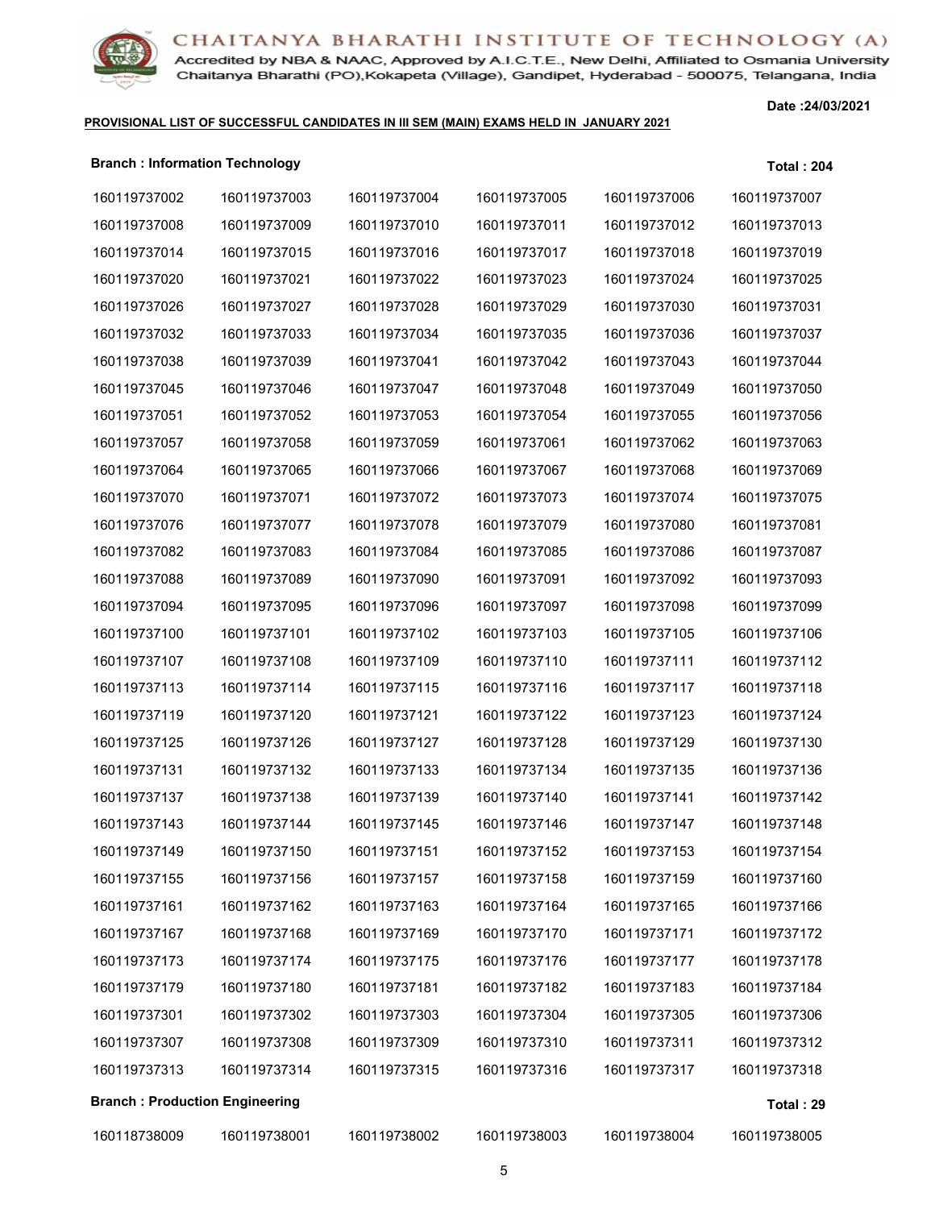# CHAITANYA BHARATHI INSTITUTE OF TECHNOLOGY (A)

Accredited by NBA & NAAC, Approved by A.I.C.T.E., New Delhi, Affiliated to Osmania University
Chaitanya Bharathi (PO),Kokapeta (Village), Gandipet, Hyderabad - 500075, Telangana, India

**Date :24/03/2021**

**PROVISIONAL LIST OF SUCCESSFUL CANDIDATES IN III SEM (MAIN) EXAMS HELD IN JANUARY 2021**

**Branch : Information Technology** **Total : 204**

| | | | | | |
|---|---|---|---|---|---|
| 160119737002 | 160119737003 | 160119737004 | 160119737005 | 160119737006 | 160119737007 |
| 160119737008 | 160119737009 | 160119737010 | 160119737011 | 160119737012 | 160119737013 |
| 160119737014 | 160119737015 | 160119737016 | 160119737017 | 160119737018 | 160119737019 |
| 160119737020 | 160119737021 | 160119737022 | 160119737023 | 160119737024 | 160119737025 |
| 160119737026 | 160119737027 | 160119737028 | 160119737029 | 160119737030 | 160119737031 |
| 160119737032 | 160119737033 | 160119737034 | 160119737035 | 160119737036 | 160119737037 |
| 160119737038 | 160119737039 | 160119737041 | 160119737042 | 160119737043 | 160119737044 |
| 160119737045 | 160119737046 | 160119737047 | 160119737048 | 160119737049 | 160119737050 |
| 160119737051 | 160119737052 | 160119737053 | 160119737054 | 160119737055 | 160119737056 |
| 160119737057 | 160119737058 | 160119737059 | 160119737061 | 160119737062 | 160119737063 |
| 160119737064 | 160119737065 | 160119737066 | 160119737067 | 160119737068 | 160119737069 |
| 160119737070 | 160119737071 | 160119737072 | 160119737073 | 160119737074 | 160119737075 |
| 160119737076 | 160119737077 | 160119737078 | 160119737079 | 160119737080 | 160119737081 |
| 160119737082 | 160119737083 | 160119737084 | 160119737085 | 160119737086 | 160119737087 |
| 160119737088 | 160119737089 | 160119737090 | 160119737091 | 160119737092 | 160119737093 |
| 160119737094 | 160119737095 | 160119737096 | 160119737097 | 160119737098 | 160119737099 |
| 160119737100 | 160119737101 | 160119737102 | 160119737103 | 160119737105 | 160119737106 |
| 160119737107 | 160119737108 | 160119737109 | 160119737110 | 160119737111 | 160119737112 |
| 160119737113 | 160119737114 | 160119737115 | 160119737116 | 160119737117 | 160119737118 |
| 160119737119 | 160119737120 | 160119737121 | 160119737122 | 160119737123 | 160119737124 |
| 160119737125 | 160119737126 | 160119737127 | 160119737128 | 160119737129 | 160119737130 |
| 160119737131 | 160119737132 | 160119737133 | 160119737134 | 160119737135 | 160119737136 |
| 160119737137 | 160119737138 | 160119737139 | 160119737140 | 160119737141 | 160119737142 |
| 160119737143 | 160119737144 | 160119737145 | 160119737146 | 160119737147 | 160119737148 |
| 160119737149 | 160119737150 | 160119737151 | 160119737152 | 160119737153 | 160119737154 |
| 160119737155 | 160119737156 | 160119737157 | 160119737158 | 160119737159 | 160119737160 |
| 160119737161 | 160119737162 | 160119737163 | 160119737164 | 160119737165 | 160119737166 |
| 160119737167 | 160119737168 | 160119737169 | 160119737170 | 160119737171 | 160119737172 |
| 160119737173 | 160119737174 | 160119737175 | 160119737176 | 160119737177 | 160119737178 |
| 160119737179 | 160119737180 | 160119737181 | 160119737182 | 160119737183 | 160119737184 |
| 160119737301 | 160119737302 | 160119737303 | 160119737304 | 160119737305 | 160119737306 |
| 160119737307 | 160119737308 | 160119737309 | 160119737310 | 160119737311 | 160119737312 |
| 160119737313 | 160119737314 | 160119737315 | 160119737316 | 160119737317 | 160119737318 |

**Branch : Production Engineering** **Total : 29**

| | | | | | |
|---|---|---|---|---|---|
| 160118738009 | 160119738001 | 160119738002 | 160119738003 | 160119738004 | 160119738005 |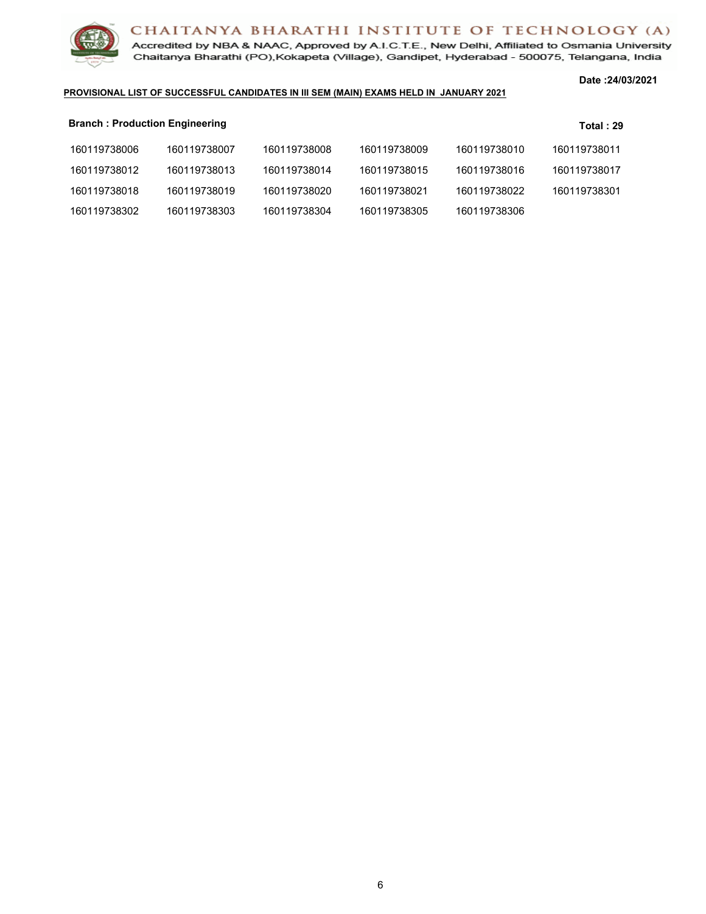# CHAITANYA BHARATHI INSTITUTE OF TECHNOLOGY (A)

Accredited by NBA & NAAC, Approved by A.I.C.T.E., New Delhi, Affiliated to Osmania University
Chaitanya Bharathi (PO),Kokapeta (Village), Gandipet, Hyderabad - 500075, Telangana, India

**Date :24/03/2021**

**PROVISIONAL LIST OF SUCCESSFUL CANDIDATES IN III SEM (MAIN) EXAMS HELD IN JANUARY 2021**

**Branch : Production Engineering** **Total : 29**

| | | | | | |
|---|---|---|---|---|---|
| 160119738006 | 160119738007 | 160119738008 | 160119738009 | 160119738010 | 160119738011 |
| 160119738012 | 160119738013 | 160119738014 | 160119738015 | 160119738016 | 160119738017 |
| 160119738018 | 160119738019 | 160119738020 | 160119738021 | 160119738022 | 160119738301 |
| 160119738302 | 160119738303 | 160119738304 | 160119738305 | 160119738306 | |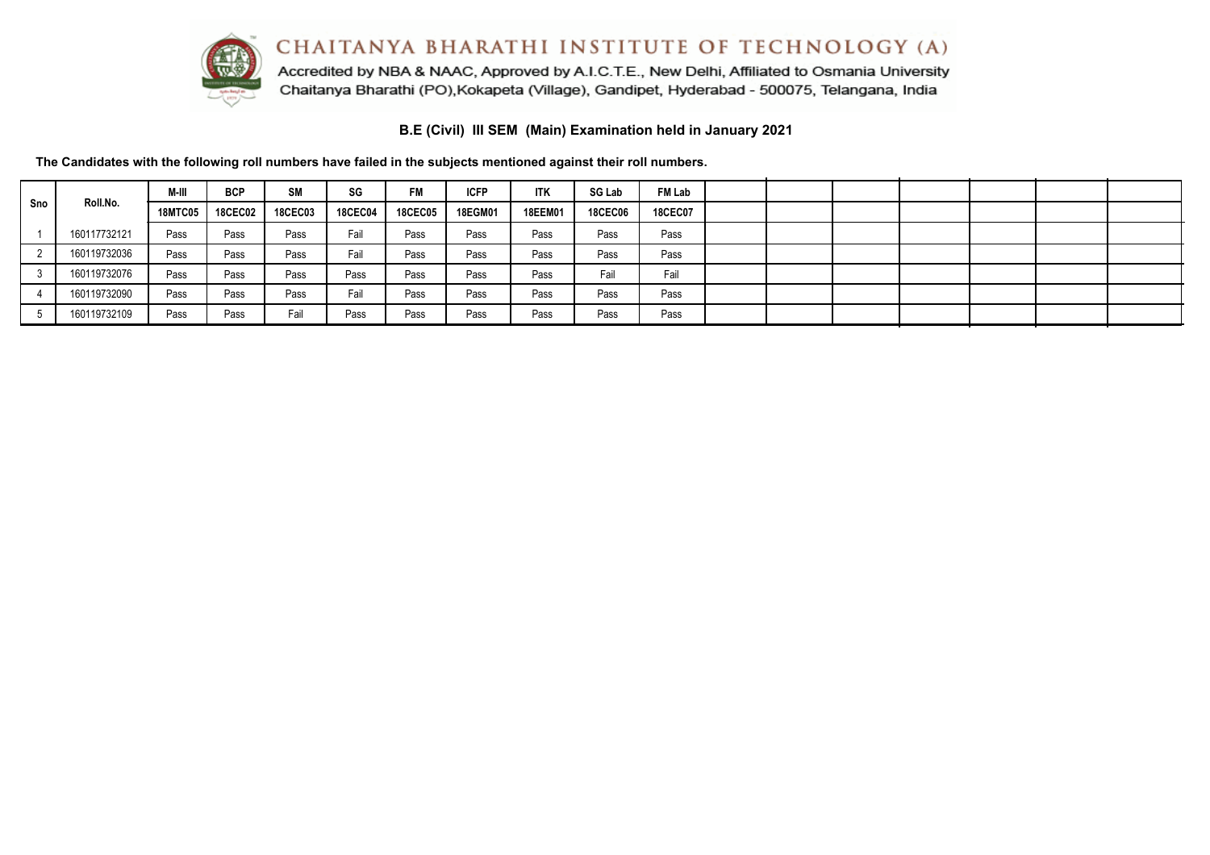# CHAITANYA BHARATHI INSTITUTE OF TECHNOLOGY (A)

Accredited by NBA & NAAC, Approved by A.I.C.T.E., New Delhi, Affiliated to Osmania University
Chaitanya Bharathi (PO),Kokapeta (Village), Gandipet, Hyderabad - 500075, Telangana, India

## B.E (Civil) III SEM (Main) Examination held in January 2021

**The Candidates with the following roll numbers have failed in the subjects mentioned against their roll numbers.**

| Sno | Roll.No. | M-III | BCP | SM | SG | FM | ICFP | ITK | SG Lab | FM Lab |
|---|---|---|---|---|---|---|---|---|---|---|
| | | 18MTC05 | 18CEC02 | 18CEC03 | 18CEC04 | 18CEC05 | 18EGM01 | 18EEM01 | 18CEC06 | 18CEC07 |
| 1 | 160117732121 | Pass | Pass | Pass | Fail | Pass | Pass | Pass | Pass | Pass |
| 2 | 160119732036 | Pass | Pass | Pass | Fail | Pass | Pass | Pass | Pass | Pass |
| 3 | 160119732076 | Pass | Pass | Pass | Pass | Pass | Pass | Pass | Fail | Fail |
| 4 | 160119732090 | Pass | Pass | Pass | Fail | Pass | Pass | Pass | Pass | Pass |
| 5 | 160119732109 | Pass | Pass | Fail | Pass | Pass | Pass | Pass | Pass | Pass |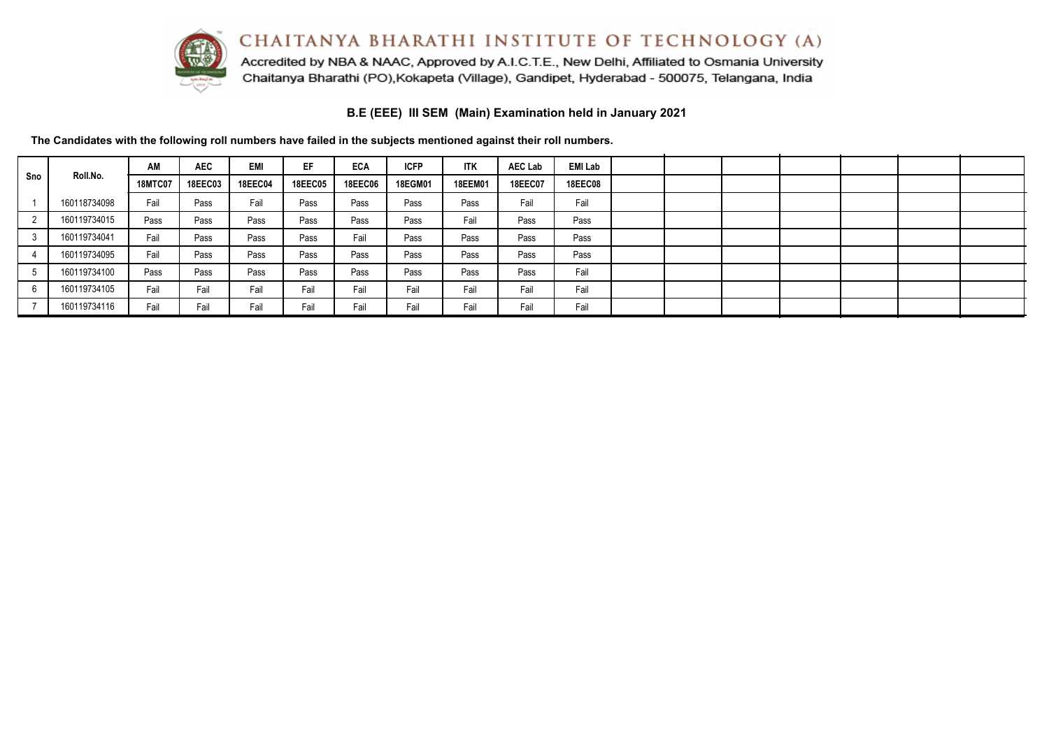# CHAITANYA BHARATHI INSTITUTE OF TECHNOLOGY (A)

Accredited by NBA & NAAC, Approved by A.I.C.T.E., New Delhi, Affiliated to Osmania University
Chaitanya Bharathi (PO),Kokapeta (Village), Gandipet, Hyderabad - 500075, Telangana, India

## B.E (EEE) III SEM (Main) Examination held in January 2021

**The Candidates with the following roll numbers have failed in the subjects mentioned against their roll numbers.**

| Sno | Roll.No. | AM | AEC | EMI | EF | ECA | ICFP | ITK | AEC Lab | EMI Lab |
|---|---|---|---|---|---|---|---|---|---|---|
| | | 18MTC07 | 18EEC03 | 18EEC04 | 18EEC05 | 18EEC06 | 18EGM01 | 18EEM01 | 18EEC07 | 18EEC08 |
| 1 | 160118734098 | Fail | Pass | Fail | Pass | Pass | Pass | Pass | Fail | Fail |
| 2 | 160119734015 | Pass | Pass | Pass | Pass | Pass | Pass | Fail | Pass | Pass |
| 3 | 160119734041 | Fail | Pass | Pass | Pass | Fail | Pass | Pass | Pass | Pass |
| 4 | 160119734095 | Fail | Pass | Pass | Pass | Pass | Pass | Pass | Pass | Pass |
| 5 | 160119734100 | Pass | Pass | Pass | Pass | Pass | Pass | Pass | Pass | Fail |
| 6 | 160119734105 | Fail | Fail | Fail | Fail | Fail | Fail | Fail | Fail | Fail |
| 7 | 160119734116 | Fail | Fail | Fail | Fail | Fail | Fail | Fail | Fail | Fail |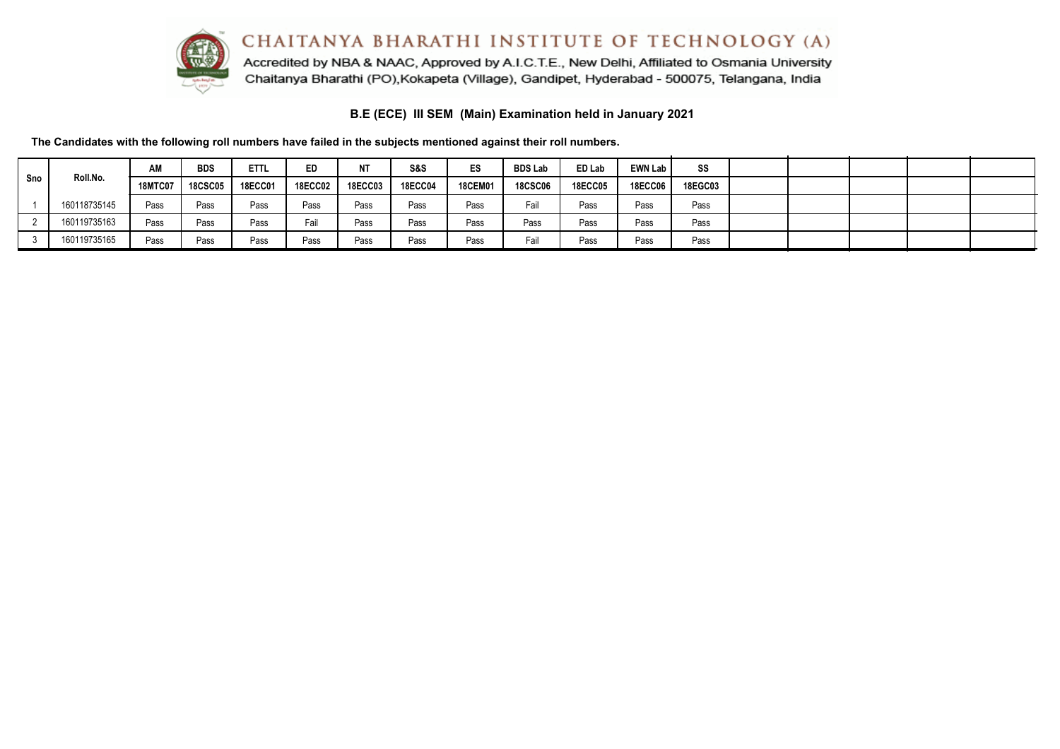# CHAITANYA BHARATHI INSTITUTE OF TECHNOLOGY (A)

Accredited by NBA & NAAC, Approved by A.I.C.T.E., New Delhi, Affiliated to Osmania University
Chaitanya Bharathi (PO),Kokapeta (Village), Gandipet, Hyderabad - 500075, Telangana, India

## B.E (ECE) III SEM (Main) Examination held in January 2021

**The Candidates with the following roll numbers have failed in the subjects mentioned against their roll numbers.**

| Sno | Roll.No. | AM | BDS | ETTL | ED | NT | S&S | ES | BDS Lab | ED Lab | EWN Lab | SS | | | | | |
|---|---|---|---|---|---|---|---|---|---|---|---|---|---|---|---|---|---|
| | | 18MTC07 | 18CSC05 | 18ECC01 | 18ECC02 | 18ECC03 | 18ECC04 | 18CEM01 | 18CSC06 | 18ECC05 | 18ECC06 | 18EGC03 | | | | | |
| 1 | 160118735145 | Pass | Pass | Pass | Pass | Pass | Pass | Pass | Fail | Pass | Pass | Pass | | | | | |
| 2 | 160119735163 | Pass | Pass | Pass | Fail | Pass | Pass | Pass | Pass | Pass | Pass | Pass | | | | | |
| 3 | 160119735165 | Pass | Pass | Pass | Pass | Pass | Pass | Pass | Fail | Pass | Pass | Pass | | | | | |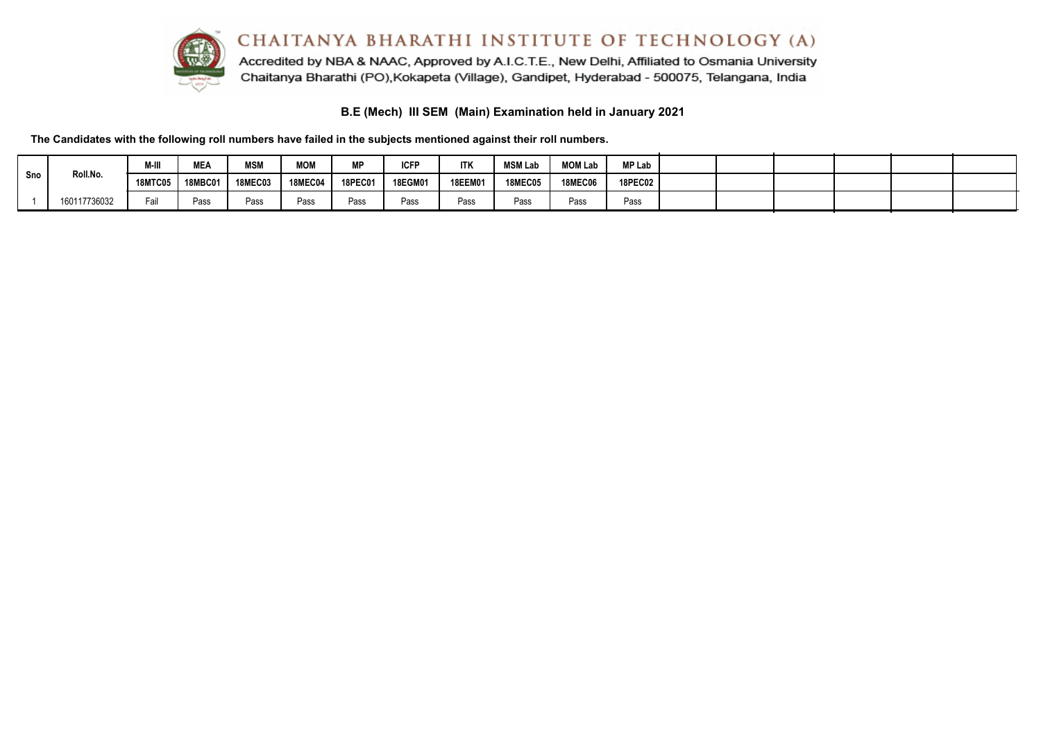# CHAITANYA BHARATHI INSTITUTE OF TECHNOLOGY (A)

Accredited by NBA & NAAC, Approved by A.I.C.T.E., New Delhi, Affiliated to Osmania University
Chaitanya Bharathi (PO),Kokapeta (Village), Gandipet, Hyderabad - 500075, Telangana, India

## B.E (Mech) III SEM (Main) Examination held in January 2021

**The Candidates with the following roll numbers have failed in the subjects mentioned against their roll numbers.**

| Sno | Roll.No. | M-III | MEA | MSM | MOM | MP | ICFP | ITK | MSM Lab | MOM Lab | MP Lab | | | | | | |
|---|---|---|---|---|---|---|---|---|---|---|---|---|---|---|---|---|---|
| | | 18MTC05 | 18MBC01 | 18MEC03 | 18MEC04 | 18PEC01 | 18EGM01 | 18EEM01 | 18MEC05 | 18MEC06 | 18PEC02 | | | | | | |
| 1 | 160117736032 | Fail | Pass | Pass | Pass | Pass | Pass | Pass | Pass | Pass | Pass | | | | | | |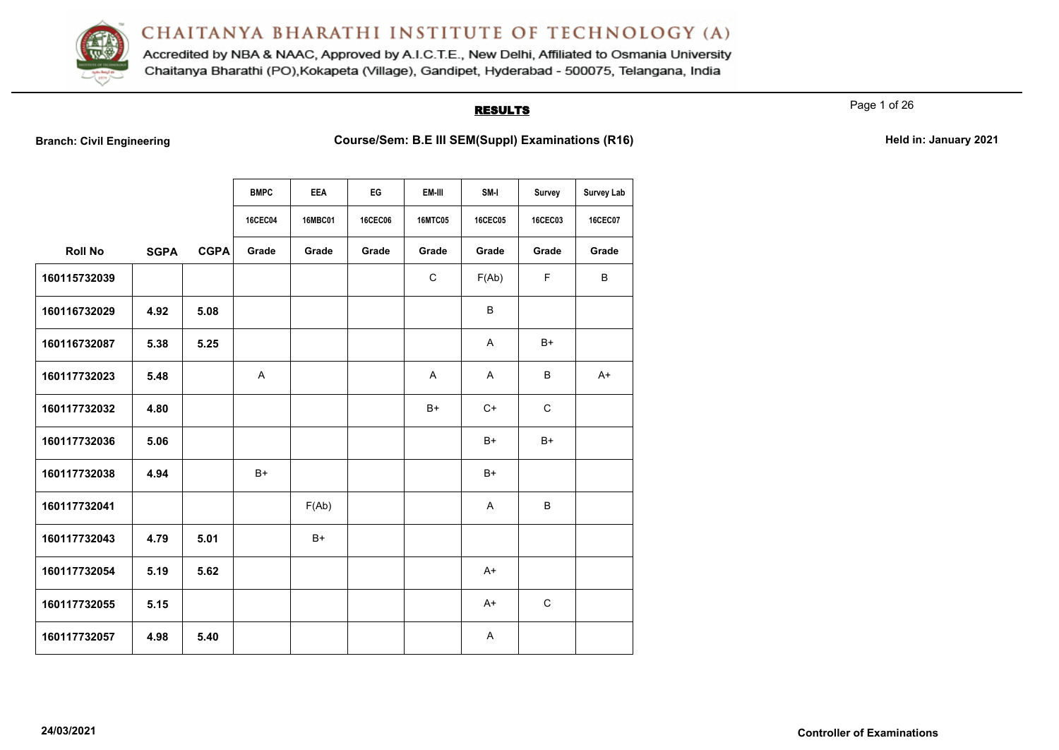# CHAITANYA BHARATHI INSTITUTE OF TECHNOLOGY (A)

Accredited by NBA & NAAC, Approved by A.I.C.T.E., New Delhi, Affiliated to Osmania University
Chaitanya Bharathi (PO),Kokapeta (Village), Gandipet, Hyderabad - 500075, Telangana, India

## RESULTS

**Branch: Civil Engineering** **Course/Sem: B.E III SEM(Suppl) Examinations (R16)** **Held in: January 2021**

| | | | BMPC | EEA | EG | EM-III | SM-I | Survey | Survey Lab |
|---|---|---|---|---|---|---|---|---|---|
| | | | 16CEC04 | 16MBC01 | 16CEC06 | 16MTC05 | 16CEC05 | 16CEC03 | 16CEC07 |
| **Roll No** | **SGPA** | **CGPA** | **Grade** | **Grade** | **Grade** | **Grade** | **Grade** | **Grade** | **Grade** |
| 160115732039 | | | | | | C | F(Ab) | F | B |
| 160116732029 | 4.92 | 5.08 | | | | | B | | |
| 160116732087 | 5.38 | 5.25 | | | | | A | B+ | |
| 160117732023 | 5.48 | | A | | | A | A | B | A+ |
| 160117732032 | 4.80 | | | | | B+ | C+ | C | |
| 160117732036 | 5.06 | | | | | | B+ | B+ | |
| 160117732038 | 4.94 | | B+ | | | | B+ | | |
| 160117732041 | | | | F(Ab) | | | A | B | |
| 160117732043 | 4.79 | 5.01 | | B+ | | | | | |
| 160117732054 | 5.19 | 5.62 | | | | | A+ | | |
| 160117732055 | 5.15 | | | | | | A+ | C | |
| 160117732057 | 4.98 | 5.40 | | | | | A | | |

24/03/2021

Controller of Examinations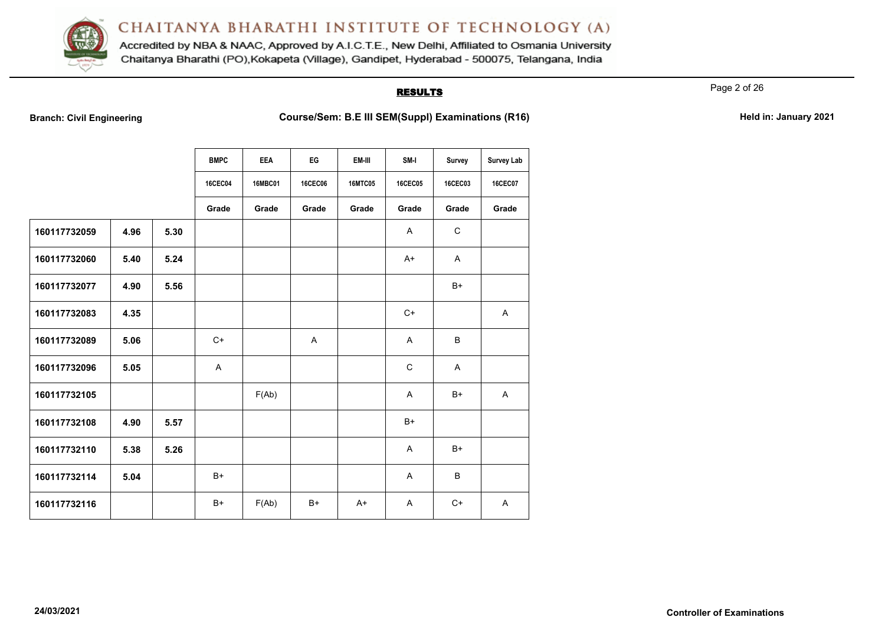# CHAITANYA BHARATHI INSTITUTE OF TECHNOLOGY (A)

Accredited by NBA & NAAC, Approved by A.I.C.T.E., New Delhi, Affiliated to Osmania University
Chaitanya Bharathi (PO),Kokapeta (Village), Gandipet, Hyderabad - 500075, Telangana, India

## RESULTS

**Branch: Civil Engineering** **Course/Sem: B.E III SEM(Suppl) Examinations (R16)** **Held in: January 2021**

| | | | BMPC | EEA | EG | EM-III | SM-I | Survey | Survey Lab |
|---|---|---|---|---|---|---|---|---|---|
| | | | 16CEC04 | 16MBC01 | 16CEC06 | 16MTC05 | 16CEC05 | 16CEC03 | 16CEC07 |
| | | | Grade | Grade | Grade | Grade | Grade | Grade | Grade |
| 160117732059 | 4.96 | 5.30 | | | | | A | C | |
| 160117732060 | 5.40 | 5.24 | | | | | A+ | A | |
| 160117732077 | 4.90 | 5.56 | | | | | | B+ | |
| 160117732083 | 4.35 | | | | | | C+ | | A |
| 160117732089 | 5.06 | | C+ | | A | | A | B | |
| 160117732096 | 5.05 | | A | | | | C | A | |
| 160117732105 | | | | F(Ab) | | | A | B+ | A |
| 160117732108 | 4.90 | 5.57 | | | | | B+ | | |
| 160117732110 | 5.38 | 5.26 | | | | | A | B+ | |
| 160117732114 | 5.04 | | B+ | | | | A | B | |
| 160117732116 | | | B+ | F(Ab) | B+ | A+ | A | C+ | A |

24/03/2021 **Controller of Examinations**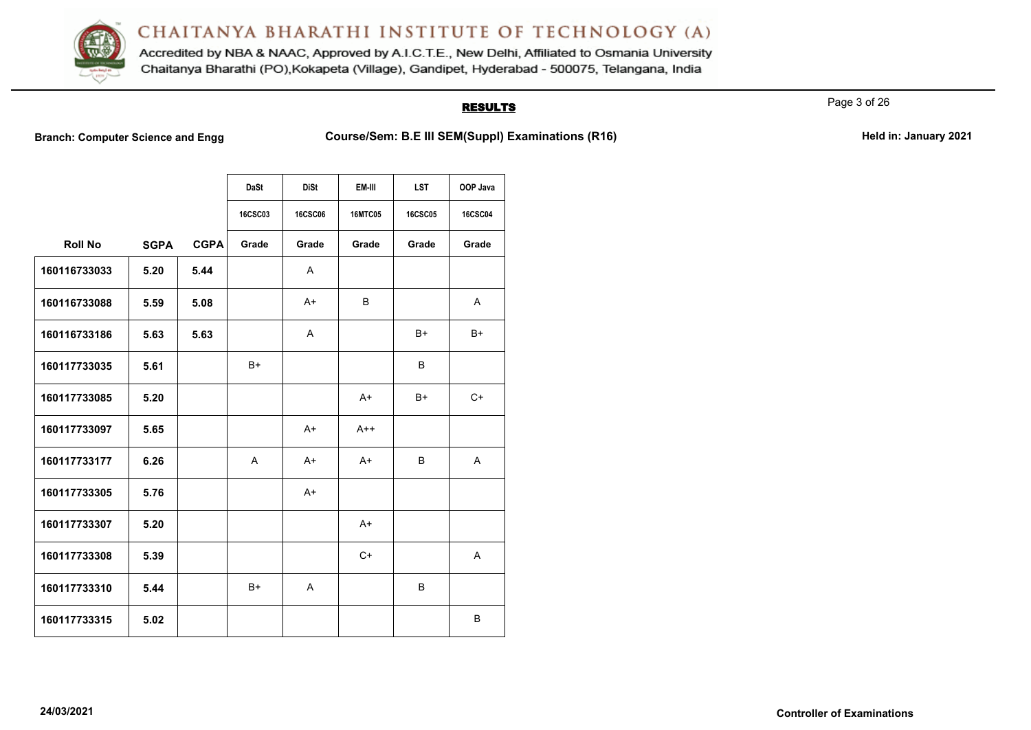# CHAITANYA BHARATHI INSTITUTE OF TECHNOLOGY (A)

Accredited by NBA & NAAC, Approved by A.I.C.T.E., New Delhi, Affiliated to Osmania University
Chaitanya Bharathi (PO),Kokapeta (Village), Gandipet, Hyderabad - 500075, Telangana, India

## RESULTS

**Branch: Computer Science and Engg** **Course/Sem: B.E III SEM(Suppl) Examinations (R16)** **Held in: January 2021**

| | | | DaSt | DiSt | EM-III | LST | OOP Java |
|---|---|---|---|---|---|---|---|
| | | | 16CSC03 | 16CSC06 | 16MTC05 | 16CSC05 | 16CSC04 |
| **Roll No** | **SGPA** | **CGPA** | **Grade** | **Grade** | **Grade** | **Grade** | **Grade** |
| 160116733033 | 5.20 | 5.44 | | A | | | |
| 160116733088 | 5.59 | 5.08 | | A+ | B | | A |
| 160116733186 | 5.63 | 5.63 | | A | | B+ | B+ |
| 160117733035 | 5.61 | | B+ | | | B | |
| 160117733085 | 5.20 | | | | A+ | B+ | C+ |
| 160117733097 | 5.65 | | | A+ | A++ | | |
| 160117733177 | 6.26 | | A | A+ | A+ | B | A |
| 160117733305 | 5.76 | | | A+ | | | |
| 160117733307 | 5.20 | | | | A+ | | |
| 160117733308 | 5.39 | | | | C+ | | A |
| 160117733310 | 5.44 | | B+ | A | | B | |
| 160117733315 | 5.02 | | | | | | B |

24/03/2021 **Controller of Examinations**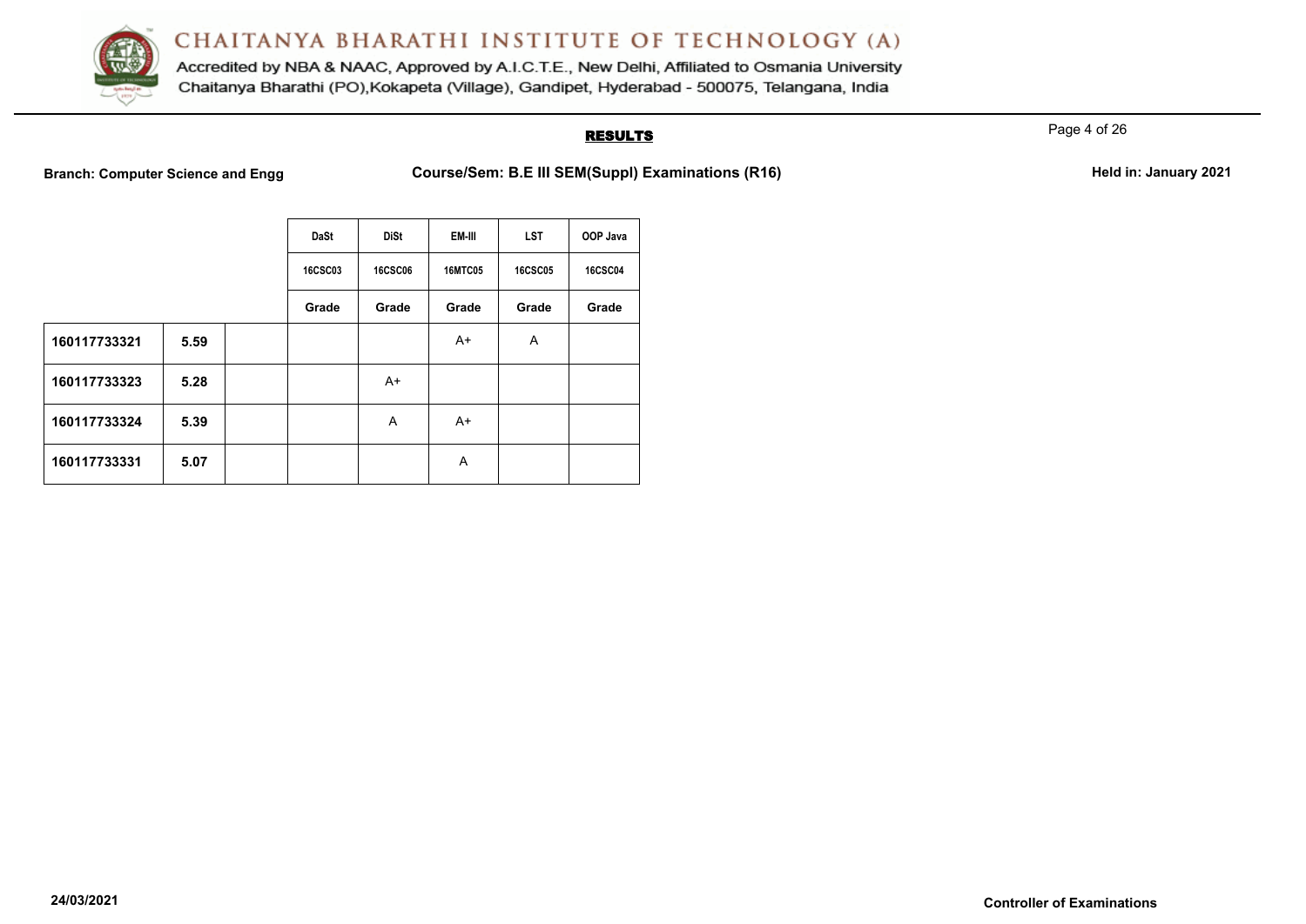# CHAITANYA BHARATHI INSTITUTE OF TECHNOLOGY (A)

Accredited by NBA & NAAC, Approved by A.I.C.T.E., New Delhi, Affiliated to Osmania University

Chaitanya Bharathi (PO),Kokapeta (Village), Gandipet, Hyderabad - 500075, Telangana, India

## RESULTS

**Branch: Computer Science and Engg** **Course/Sem: B.E III SEM(Suppl) Examinations (R16)** **Held in: January 2021**

| | | | DaSt | DiSt | EM-III | LST | OOP Java |
|---|---|---|---|---|---|---|---|
| | | | 16CSC03 | 16CSC06 | 16MTC05 | 16CSC05 | 16CSC04 |
| | | | Grade | Grade | Grade | Grade | Grade |
| **160117733321** | **5.59** | | | | A+ | A | |
| **160117733323** | **5.28** | | | A+ | | | |
| **160117733324** | **5.39** | | | A | A+ | | |
| **160117733331** | **5.07** | | | | A | | |

**24/03/2021** **Controller of Examinations**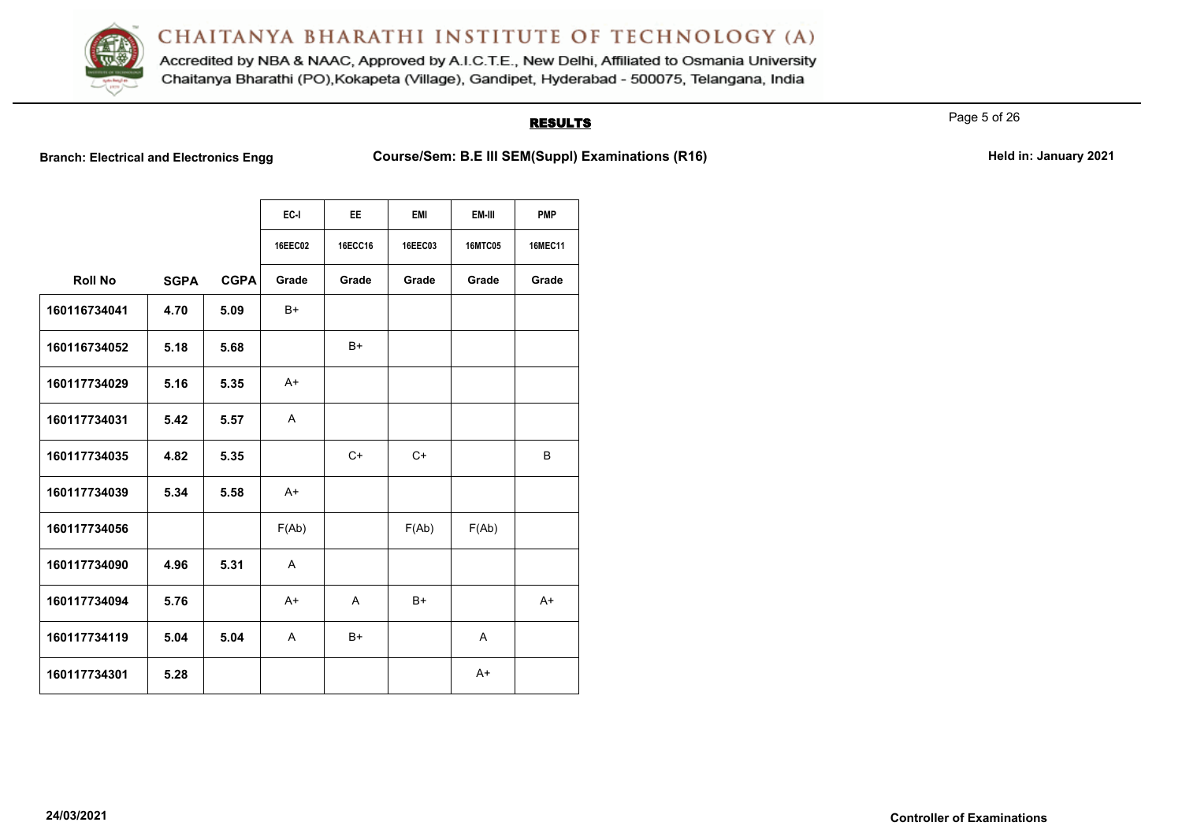# CHAITANYA BHARATHI INSTITUTE OF TECHNOLOGY (A)

Accredited by NBA & NAAC, Approved by A.I.C.T.E., New Delhi, Affiliated to Osmania University
Chaitanya Bharathi (PO),Kokapeta (Village), Gandipet, Hyderabad - 500075, Telangana, India

## RESULTS

**Branch: Electrical and Electronics Engg** **Course/Sem: B.E III SEM(Suppl) Examinations (R16)** **Held in: January 2021**

| | | | EC-I | EE | EMI | EM-III | PMP |
|---|---|---|---|---|---|---|---|
| | | | 16EEC02 | 16ECC16 | 16EEC03 | 16MTC05 | 16MEC11 |
| **Roll No** | **SGPA** | **CGPA** | **Grade** | **Grade** | **Grade** | **Grade** | **Grade** |
| **160116734041** | **4.70** | **5.09** | B+ | | | | |
| **160116734052** | **5.18** | **5.68** | | B+ | | | |
| **160117734029** | **5.16** | **5.35** | A+ | | | | |
| **160117734031** | **5.42** | **5.57** | A | | | | |
| **160117734035** | **4.82** | **5.35** | | C+ | C+ | | B |
| **160117734039** | **5.34** | **5.58** | A+ | | | | |
| **160117734056** | | | F(Ab) | | F(Ab) | F(Ab) | |
| **160117734090** | **4.96** | **5.31** | A | | | | |
| **160117734094** | **5.76** | | A+ | A | B+ | | A+ |
| **160117734119** | **5.04** | **5.04** | A | B+ | | A | |
| **160117734301** | **5.28** | | | | | A+ | |

**24/03/2021** **Controller of Examinations**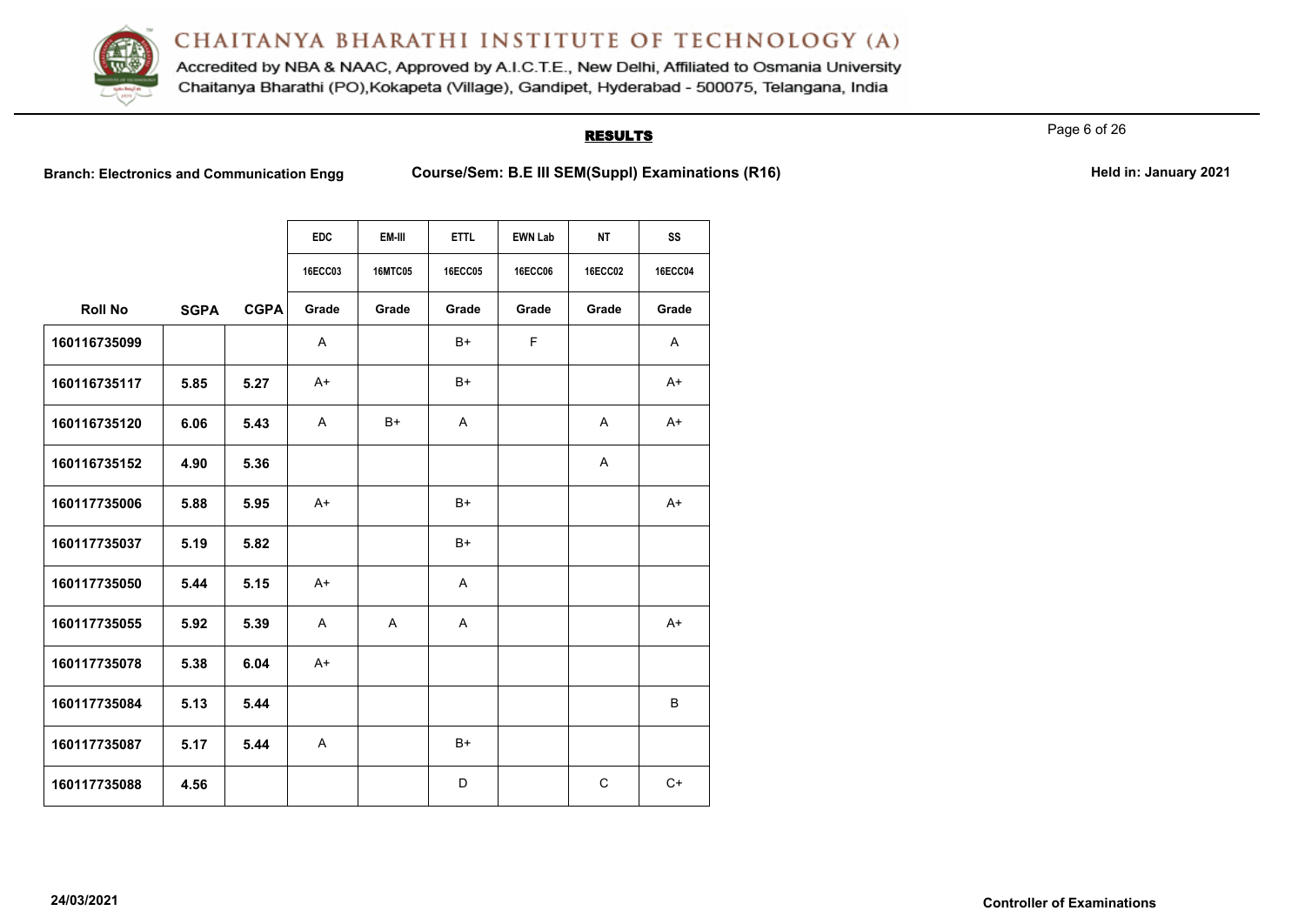# CHAITANYA BHARATHI INSTITUTE OF TECHNOLOGY (A)

Accredited by NBA & NAAC, Approved by A.I.C.T.E., New Delhi, Affiliated to Osmania University
Chaitanya Bharathi (PO),Kokapeta (Village), Gandipet, Hyderabad - 500075, Telangana, India

## RESULTS

**Branch: Electronics and Communication Engg** **Course/Sem: B.E III SEM(Suppl) Examinations (R16)** **Held in: January 2021**

| | | | EDC | EM-III | ETTL | EWN Lab | NT | SS |
|---|---|---|---|---|---|---|---|---|
| | | | 16ECC03 | 16MTC05 | 16ECC05 | 16ECC06 | 16ECC02 | 16ECC04 |
| Roll No | SGPA | CGPA | Grade | Grade | Grade | Grade | Grade | Grade |
| 160116735099 | | | A | | B+ | F | | A |
| 160116735117 | 5.85 | 5.27 | A+ | | B+ | | | A+ |
| 160116735120 | 6.06 | 5.43 | A | B+ | A | | A | A+ |
| 160116735152 | 4.90 | 5.36 | | | | | A | |
| 160117735006 | 5.88 | 5.95 | A+ | | B+ | | | A+ |
| 160117735037 | 5.19 | 5.82 | | | B+ | | | |
| 160117735050 | 5.44 | 5.15 | A+ | | A | | | |
| 160117735055 | 5.92 | 5.39 | A | A | A | | | A+ |
| 160117735078 | 5.38 | 6.04 | A+ | | | | | |
| 160117735084 | 5.13 | 5.44 | | | | | | B |
| 160117735087 | 5.17 | 5.44 | A | | B+ | | | |
| 160117735088 | 4.56 | | | | D | | C | C+ |

24/03/2021

**Controller of Examinations**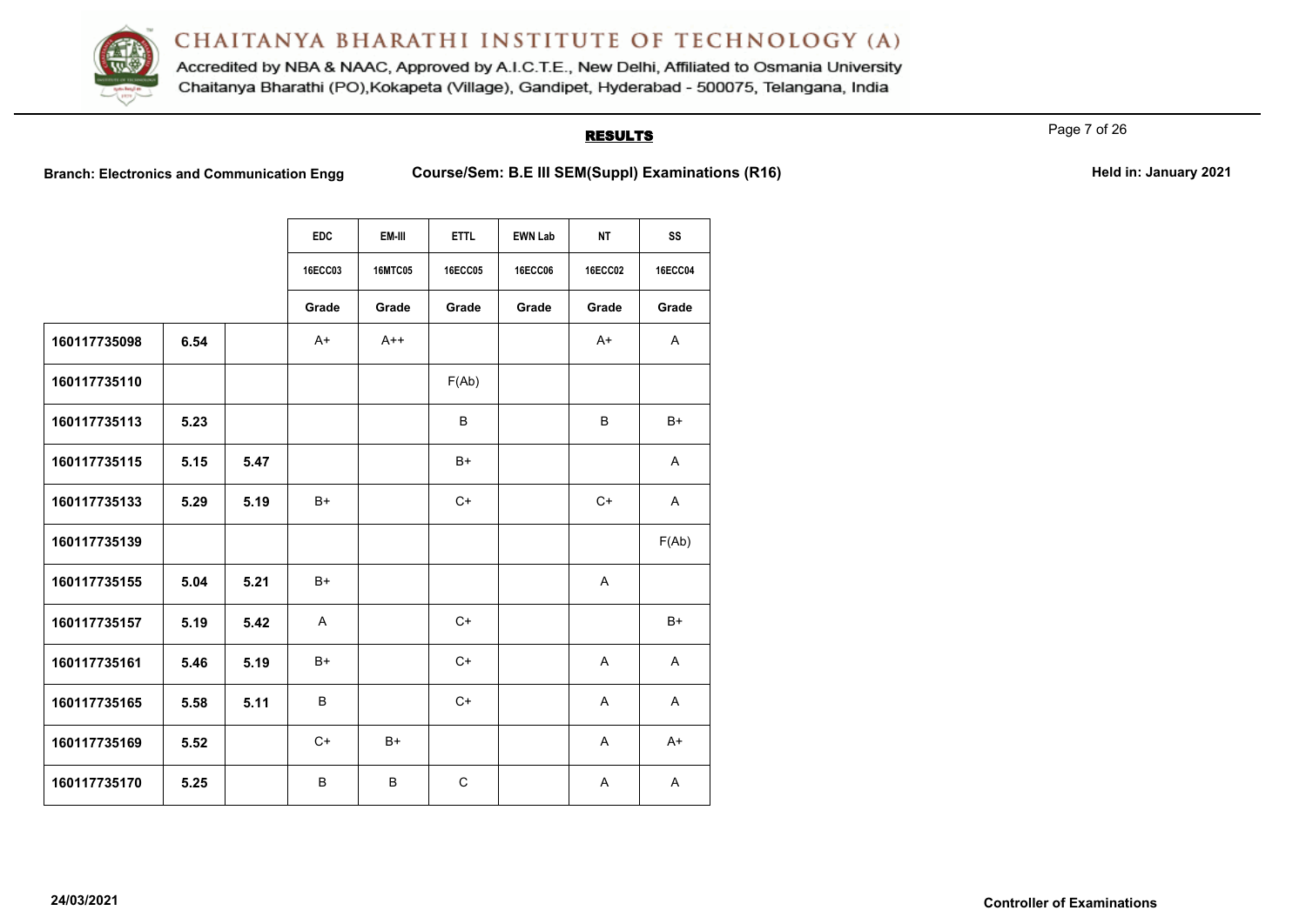# CHAITANYA BHARATHI INSTITUTE OF TECHNOLOGY (A)

Accredited by NBA & NAAC, Approved by A.I.C.T.E., New Delhi, Affiliated to Osmania University
Chaitanya Bharathi (PO),Kokapeta (Village), Gandipet, Hyderabad - 500075, Telangana, India

## RESULTS

**Branch: Electronics and Communication Engg** **Course/Sem: B.E III SEM(Suppl) Examinations (R16)** **Held in: January 2021**

| | | | EDC | EM-III | ETTL | EWN Lab | NT | SS |
|---|---|---|---|---|---|---|---|---|
| | | | 16ECC03 | 16MTC05 | 16ECC05 | 16ECC06 | 16ECC02 | 16ECC04 |
| | | | Grade | Grade | Grade | Grade | Grade | Grade |
| 160117735098 | 6.54 | | A+ | A++ | | | A+ | A |
| 160117735110 | | | | | F(Ab) | | | |
| 160117735113 | 5.23 | | | | B | | B | B+ |
| 160117735115 | 5.15 | 5.47 | | | B+ | | | A |
| 160117735133 | 5.29 | 5.19 | B+ | | C+ | | C+ | A |
| 160117735139 | | | | | | | | F(Ab) |
| 160117735155 | 5.04 | 5.21 | B+ | | | | A | |
| 160117735157 | 5.19 | 5.42 | A | | C+ | | | B+ |
| 160117735161 | 5.46 | 5.19 | B+ | | C+ | | A | A |
| 160117735165 | 5.58 | 5.11 | B | | C+ | | A | A |
| 160117735169 | 5.52 | | C+ | B+ | | | A | A+ |
| 160117735170 | 5.25 | | B | B | C | | A | A |

24/03/2021 **Controller of Examinations**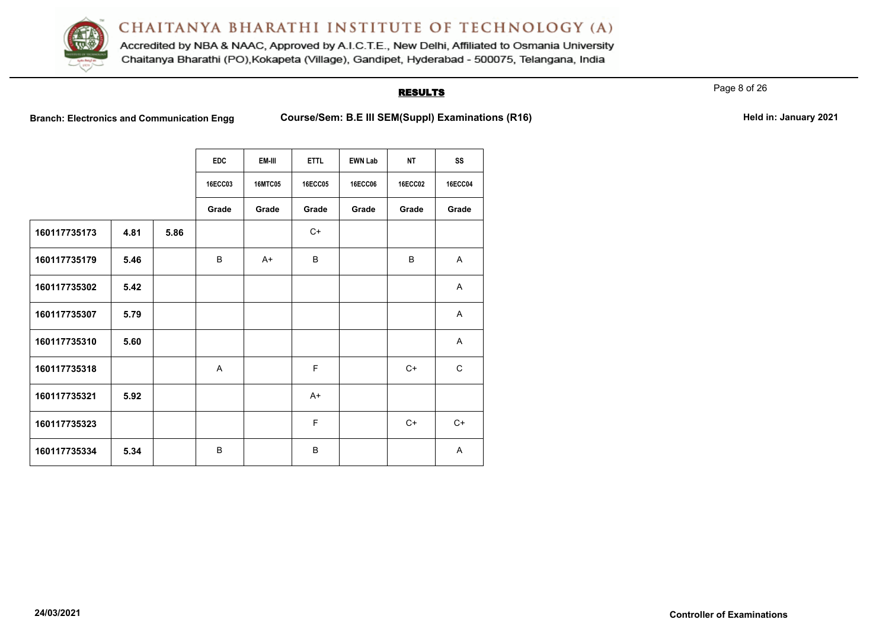# CHAITANYA BHARATHI INSTITUTE OF TECHNOLOGY (A)

Accredited by NBA & NAAC, Approved by A.I.C.T.E., New Delhi, Affiliated to Osmania University
Chaitanya Bharathi (PO),Kokapeta (Village), Gandipet, Hyderabad - 500075, Telangana, India

## RESULTS

**Branch: Electronics and Communication Engg** **Course/Sem: B.E III SEM(Suppl) Examinations (R16)** **Held in: January 2021**

| | | | EDC | EM-III | ETTL | EWN Lab | NT | SS |
|---|---|---|---|---|---|---|---|---|
| | | | 16ECC03 | 16MTC05 | 16ECC05 | 16ECC06 | 16ECC02 | 16ECC04 |
| | | | Grade | Grade | Grade | Grade | Grade | Grade |
| 160117735173 | 4.81 | 5.86 | | | C+ | | | |
| 160117735179 | 5.46 | | B | A+ | B | | B | A |
| 160117735302 | 5.42 | | | | | | | A |
| 160117735307 | 5.79 | | | | | | | A |
| 160117735310 | 5.60 | | | | | | | A |
| 160117735318 | | | A | | F | | C+ | C |
| 160117735321 | 5.92 | | | | A+ | | | |
| 160117735323 | | | | | F | | C+ | C+ |
| 160117735334 | 5.34 | | B | | B | | | A |

24/03/2021 **Controller of Examinations**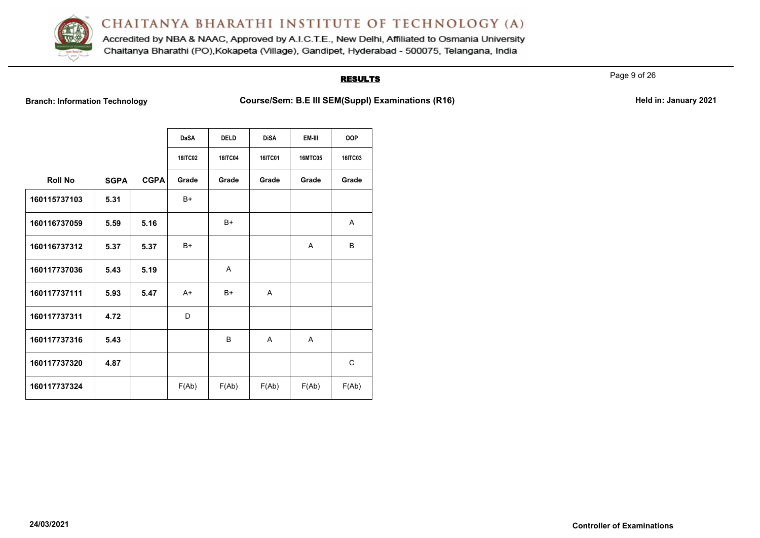# CHAITANYA BHARATHI INSTITUTE OF TECHNOLOGY (A)

Accredited by NBA & NAAC, Approved by A.I.C.T.E., New Delhi, Affiliated to Osmania University
Chaitanya Bharathi (PO),Kokapeta (Village), Gandipet, Hyderabad - 500075, Telangana, India

## RESULTS

**Branch: Information Technology** **Course/Sem: B.E III SEM(Suppl) Examinations (R16)** **Held in: January 2021**

| | | | DaSA | DELD | DiSA | EM-III | OOP |
|---|---|---|---|---|---|---|---|
| | | | 16ITC02 | 16ITC04 | 16ITC01 | 16MTC05 | 16ITC03 |
| **Roll No** | **SGPA** | **CGPA** | **Grade** | **Grade** | **Grade** | **Grade** | **Grade** |
| **160115737103** | **5.31** | | B+ | | | | |
| **160116737059** | **5.59** | **5.16** | | B+ | | | A |
| **160116737312** | **5.37** | **5.37** | B+ | | | A | B |
| **160117737036** | **5.43** | **5.19** | | A | | | |
| **160117737111** | **5.93** | **5.47** | A+ | B+ | A | | |
| **160117737311** | **4.72** | | D | | | | |
| **160117737316** | **5.43** | | | B | A | A | |
| **160117737320** | **4.87** | | | | | | C |
| **160117737324** | | | F(Ab) | F(Ab) | F(Ab) | F(Ab) | F(Ab) |

**24/03/2021** **Controller of Examinations**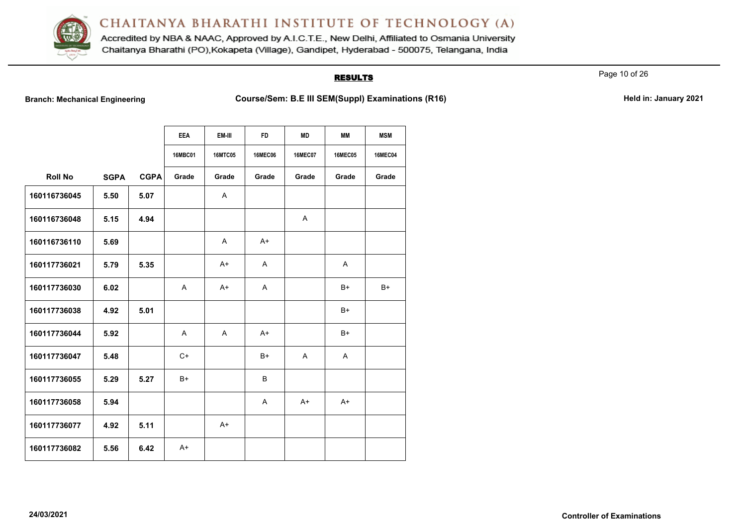# CHAITANYA BHARATHI INSTITUTE OF TECHNOLOGY (A)

Accredited by NBA & NAAC, Approved by A.I.C.T.E., New Delhi, Affiliated to Osmania University
Chaitanya Bharathi (PO),Kokapeta (Village), Gandipet, Hyderabad - 500075, Telangana, India

## RESULTS

**Branch: Mechanical Engineering** **Course/Sem: B.E III SEM(Suppl) Examinations (R16)** **Held in: January 2021**

| | | | EEA | EM-III | FD | MD | MM | MSM |
|---|---|---|---|---|---|---|---|---|
| | | | 16MBC01 | 16MTC05 | 16MEC06 | 16MEC07 | 16MEC05 | 16MEC04 |
| **Roll No** | **SGPA** | **CGPA** | **Grade** | **Grade** | **Grade** | **Grade** | **Grade** | **Grade** |
| 160116736045 | 5.50 | 5.07 | | A | | | | |
| 160116736048 | 5.15 | 4.94 | | | | A | | |
| 160116736110 | 5.69 | | | A | A+ | | | |
| 160117736021 | 5.79 | 5.35 | | A+ | A | | A | |
| 160117736030 | 6.02 | | A | A+ | A | | B+ | B+ |
| 160117736038 | 4.92 | 5.01 | | | | | B+ | |
| 160117736044 | 5.92 | | A | A | A+ | | B+ | |
| 160117736047 | 5.48 | | C+ | | B+ | A | A | |
| 160117736055 | 5.29 | 5.27 | B+ | | B | | | |
| 160117736058 | 5.94 | | | | A | A+ | A+ | |
| 160117736077 | 4.92 | 5.11 | | A+ | | | | |
| 160117736082 | 5.56 | 6.42 | A+ | | | | | |

24/03/2021

**Controller of Examinations**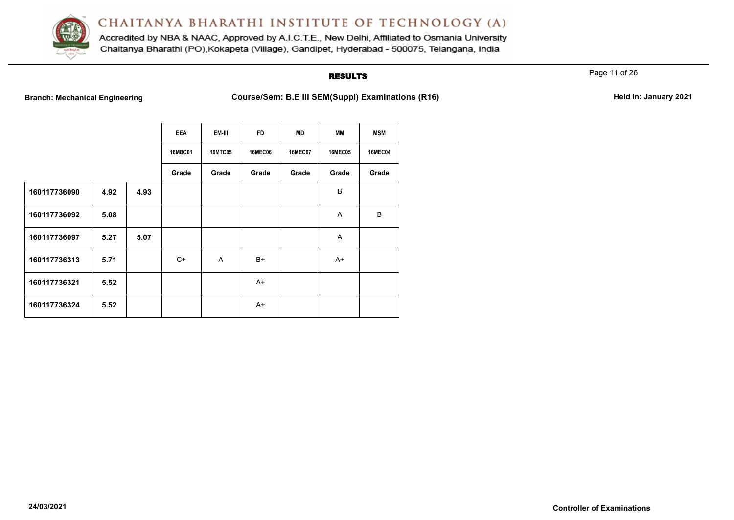# CHAITANYA BHARATHI INSTITUTE OF TECHNOLOGY (A)

Accredited by NBA & NAAC, Approved by A.I.C.T.E., New Delhi, Affiliated to Osmania University
Chaitanya Bharathi (PO),Kokapeta (Village), Gandipet, Hyderabad - 500075, Telangana, India

## RESULTS

**Branch: Mechanical Engineering** **Course/Sem: B.E III SEM(Suppl) Examinations (R16)** **Held in: January 2021**

| | | | EEA | EM-III | FD | MD | MM | MSM |
|---|---|---|---|---|---|---|---|---|
| | | | 16MBC01 | 16MTC05 | 16MEC06 | 16MEC07 | 16MEC05 | 16MEC04 |
| | | | Grade | Grade | Grade | Grade | Grade | Grade |
| **160117736090** | **4.92** | **4.93** | | | | | B | |
| **160117736092** | **5.08** | | | | | | A | B |
| **160117736097** | **5.27** | **5.07** | | | | | A | |
| **160117736313** | **5.71** | | C+ | A | B+ | | A+ | |
| **160117736321** | **5.52** | | | | A+ | | | |
| **160117736324** | **5.52** | | | | A+ | | | |

**24/03/2021** **Controller of Examinations**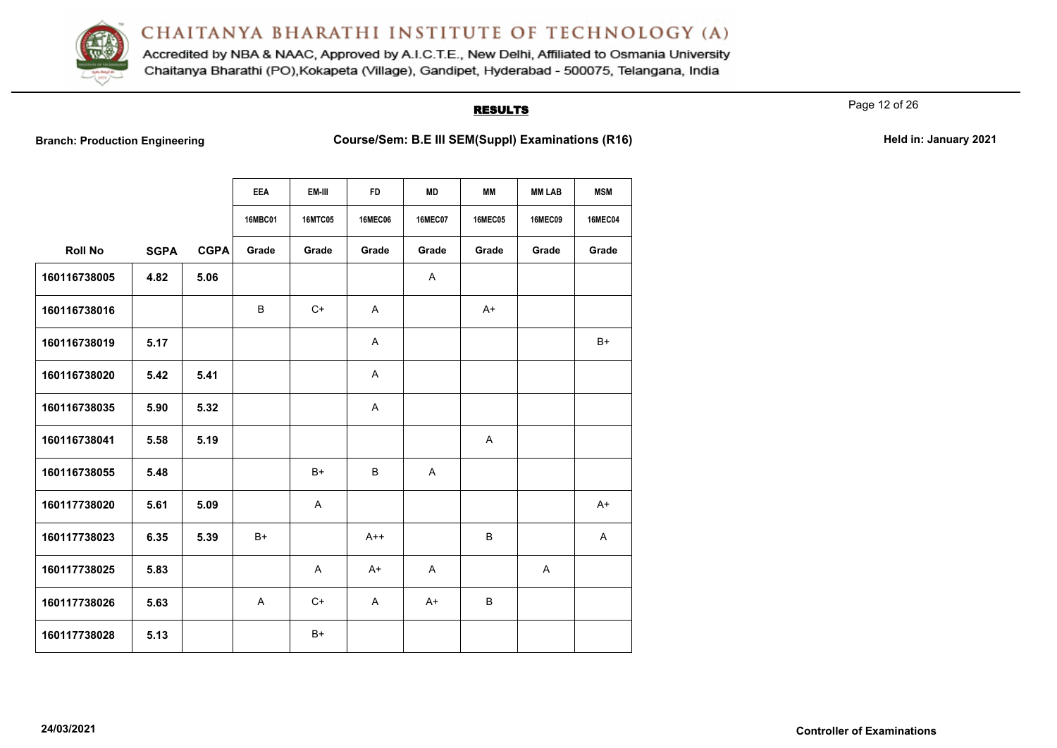# CHAITANYA BHARATHI INSTITUTE OF TECHNOLOGY (A)

Accredited by NBA & NAAC, Approved by A.I.C.T.E., New Delhi, Affiliated to Osmania University
Chaitanya Bharathi (PO),Kokapeta (Village), Gandipet, Hyderabad - 500075, Telangana, India

## RESULTS

**Branch: Production Engineering** **Course/Sem: B.E III SEM(Suppl) Examinations (R16)** **Held in: January 2021**

| | | | EEA | EM-III | FD | MD | MM | MM LAB | MSM |
|---|---|---|---|---|---|---|---|---|---|
| | | | 16MBC01 | 16MTC05 | 16MEC06 | 16MEC07 | 16MEC05 | 16MEC09 | 16MEC04 |
| **Roll No** | **SGPA** | **CGPA** | **Grade** | **Grade** | **Grade** | **Grade** | **Grade** | **Grade** | **Grade** |
| 160116738005 | 4.82 | 5.06 | | | | A | | | |
| 160116738016 | | | B | C+ | A | | A+ | | |
| 160116738019 | 5.17 | | | | A | | | | B+ |
| 160116738020 | 5.42 | 5.41 | | | A | | | | |
| 160116738035 | 5.90 | 5.32 | | | A | | | | |
| 160116738041 | 5.58 | 5.19 | | | | | A | | |
| 160116738055 | 5.48 | | | B+ | B | A | | | |
| 160117738020 | 5.61 | 5.09 | | A | | | | | A+ |
| 160117738023 | 6.35 | 5.39 | B+ | | A++ | | B | | A |
| 160117738025 | 5.83 | | | A | A+ | A | | A | |
| 160117738026 | 5.63 | | A | C+ | A | A+ | B | | |
| 160117738028 | 5.13 | | | B+ | | | | | |

24/03/2021

**Controller of Examinations**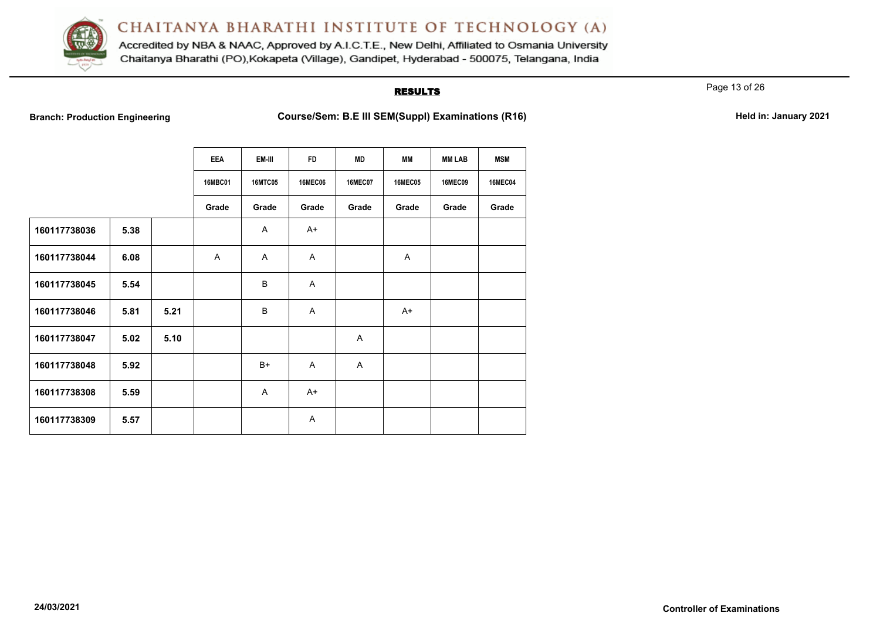# CHAITANYA BHARATHI INSTITUTE OF TECHNOLOGY (A)

Accredited by NBA & NAAC, Approved by A.I.C.T.E., New Delhi, Affiliated to Osmania University
Chaitanya Bharathi (PO),Kokapeta (Village), Gandipet, Hyderabad - 500075, Telangana, India

## RESULTS

**Branch: Production Engineering** **Course/Sem: B.E III SEM(Suppl) Examinations (R16)** **Held in: January 2021**

| | | | EEA | EM-III | FD | MD | MM | MM LAB | MSM |
|---|---|---|---|---|---|---|---|---|---|
| | | | 16MBC01 | 16MTC05 | 16MEC06 | 16MEC07 | 16MEC05 | 16MEC09 | 16MEC04 |
| | | | Grade | Grade | Grade | Grade | Grade | Grade | Grade |
| **160117738036** | **5.38** | | | A | A+ | | | | |
| **160117738044** | **6.08** | | A | A | A | | A | | |
| **160117738045** | **5.54** | | | B | A | | | | |
| **160117738046** | **5.81** | **5.21** | | B | A | | A+ | | |
| **160117738047** | **5.02** | **5.10** | | | | A | | | |
| **160117738048** | **5.92** | | | B+ | A | A | | | |
| **160117738308** | **5.59** | | | A | A+ | | | | |
| **160117738309** | **5.57** | | | | A | | | | |

**24/03/2021** **Controller of Examinations**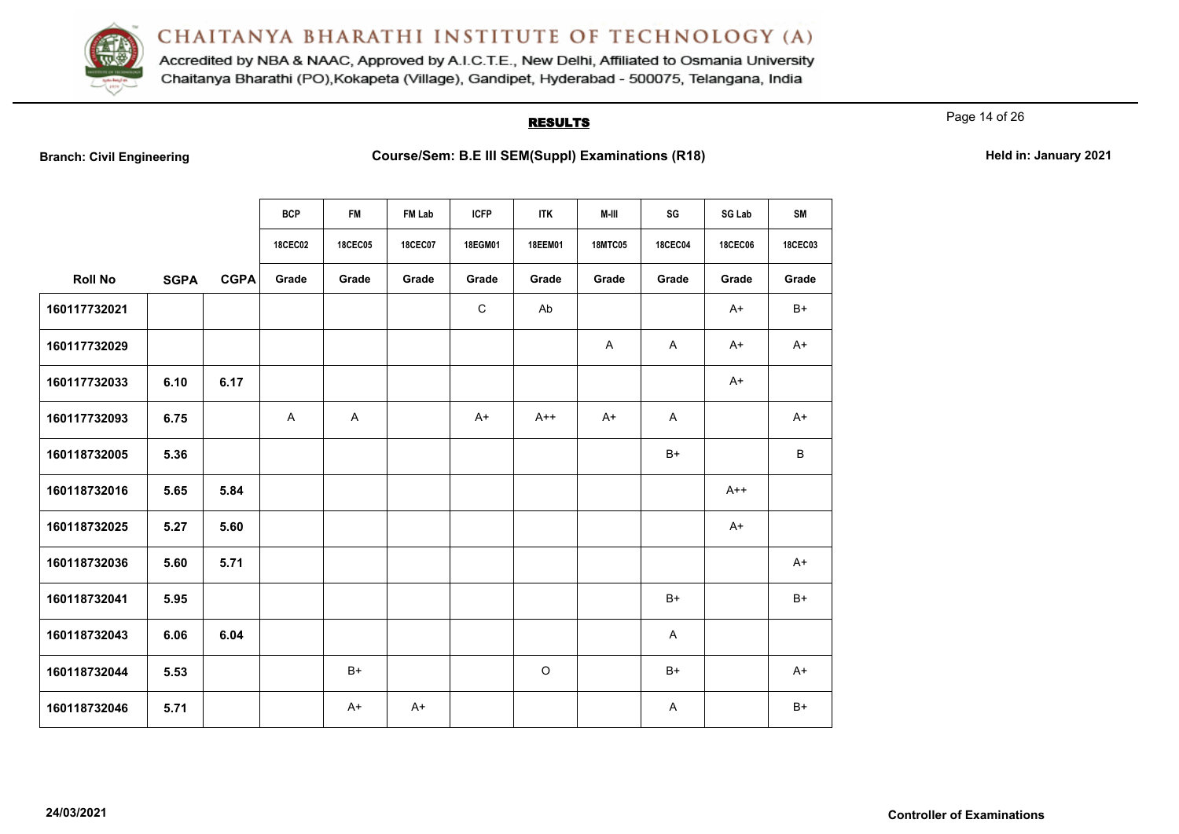# CHAITANYA BHARATHI INSTITUTE OF TECHNOLOGY (A)

Accredited by NBA & NAAC, Approved by A.I.C.T.E., New Delhi, Affiliated to Osmania University
Chaitanya Bharathi (PO),Kokapeta (Village), Gandipet, Hyderabad - 500075, Telangana, India

## RESULTS

**Branch: Civil Engineering** **Course/Sem: B.E III SEM(Suppl) Examinations (R18)** **Held in: January 2021**

| | | | BCP | FM | FM Lab | ICFP | ITK | M-III | SG | SG Lab | SM |
|---|---|---|---|---|---|---|---|---|---|---|---|
| | | | 18CEC02 | 18CEC05 | 18CEC07 | 18EGM01 | 18EEM01 | 18MTC05 | 18CEC04 | 18CEC06 | 18CEC03 |
| Roll No | SGPA | CGPA | Grade | Grade | Grade | Grade | Grade | Grade | Grade | Grade | Grade |
| 160117732021 | | | | | | C | Ab | | | A+ | B+ |
| 160117732029 | | | | | | | | A | A | A+ | A+ |
| 160117732033 | 6.10 | 6.17 | | | | | | | | A+ | |
| 160117732093 | 6.75 | | A | A | | A+ | A++ | A+ | A | | A+ |
| 160118732005 | 5.36 | | | | | | | | B+ | | B |
| 160118732016 | 5.65 | 5.84 | | | | | | | | A++ | |
| 160118732025 | 5.27 | 5.60 | | | | | | | | A+ | |
| 160118732036 | 5.60 | 5.71 | | | | | | | | | A+ |
| 160118732041 | 5.95 | | | | | | | | B+ | | B+ |
| 160118732043 | 6.06 | 6.04 | | | | | | | A | | |
| 160118732044 | 5.53 | | | B+ | | | O | | B+ | | A+ |
| 160118732046 | 5.71 | | | A+ | A+ | | | | A | | B+ |

24/03/2021

**Controller of Examinations**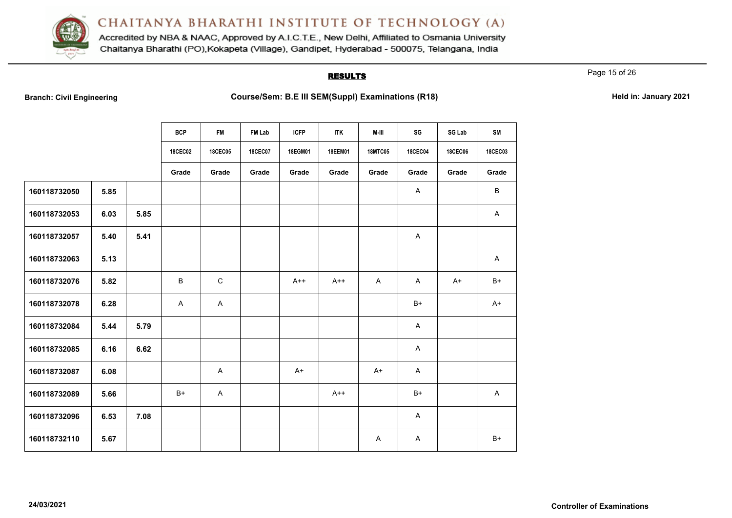# CHAITANYA BHARATHI INSTITUTE OF TECHNOLOGY (A)

Accredited by NBA & NAAC, Approved by A.I.C.T.E., New Delhi, Affiliated to Osmania University
Chaitanya Bharathi (PO),Kokapeta (Village), Gandipet, Hyderabad - 500075, Telangana, India

## RESULTS

**Branch: Civil Engineering** **Course/Sem: B.E III SEM(Suppl) Examinations (R18)** **Held in: January 2021**

| | | | BCP | FM | FM Lab | ICFP | ITK | M-III | SG | SG Lab | SM |
|---|---|---|---|---|---|---|---|---|---|---|---|
| | | | 18CEC02 | 18CEC05 | 18CEC07 | 18EGM01 | 18EEM01 | 18MTC05 | 18CEC04 | 18CEC06 | 18CEC03 |
| | | | Grade | Grade | Grade | Grade | Grade | Grade | Grade | Grade | Grade |
| 160118732050 | 5.85 | | | | | | | | A | | B |
| 160118732053 | 6.03 | 5.85 | | | | | | | | | A |
| 160118732057 | 5.40 | 5.41 | | | | | | | A | | |
| 160118732063 | 5.13 | | | | | | | | | | A |
| 160118732076 | 5.82 | | B | C | | A++ | A++ | A | A | A+ | B+ |
| 160118732078 | 6.28 | | A | A | | | | | B+ | | A+ |
| 160118732084 | 5.44 | 5.79 | | | | | | | A | | |
| 160118732085 | 6.16 | 6.62 | | | | | | | A | | |
| 160118732087 | 6.08 | | | A | | A+ | | A+ | A | | |
| 160118732089 | 5.66 | | B+ | A | | | A++ | | B+ | | A |
| 160118732096 | 6.53 | 7.08 | | | | | | | A | | |
| 160118732110 | 5.67 | | | | | | | A | A | | B+ |

24/03/2021 **Controller of Examinations**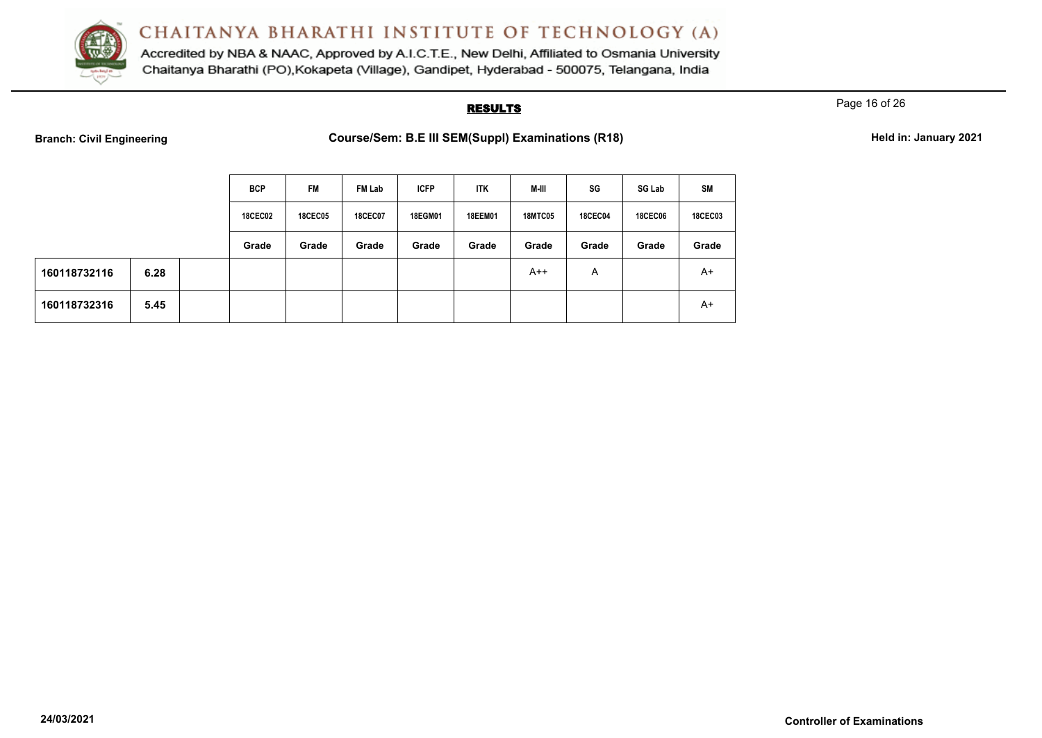## RESULTS

**Branch: Civil Engineering** **Course/Sem: B.E III SEM(Suppl) Examinations (R18)** **Held in: January 2021**

| | | | BCP | FM | FM Lab | ICFP | ITK | M-III | SG | SG Lab | SM |
|---|---|---|---|---|---|---|---|---|---|---|---|
| | | | 18CEC02 | 18CEC05 | 18CEC07 | 18EGM01 | 18EEM01 | 18MTC05 | 18CEC04 | 18CEC06 | 18CEC03 |
| | | | Grade | Grade | Grade | Grade | Grade | Grade | Grade | Grade | Grade |
| **160118732116** | **6.28** | | | | | | | A++ | A | | A+ |
| **160118732316** | **5.45** | | | | | | | | | | A+ |

**24/03/2021** **Controller of Examinations**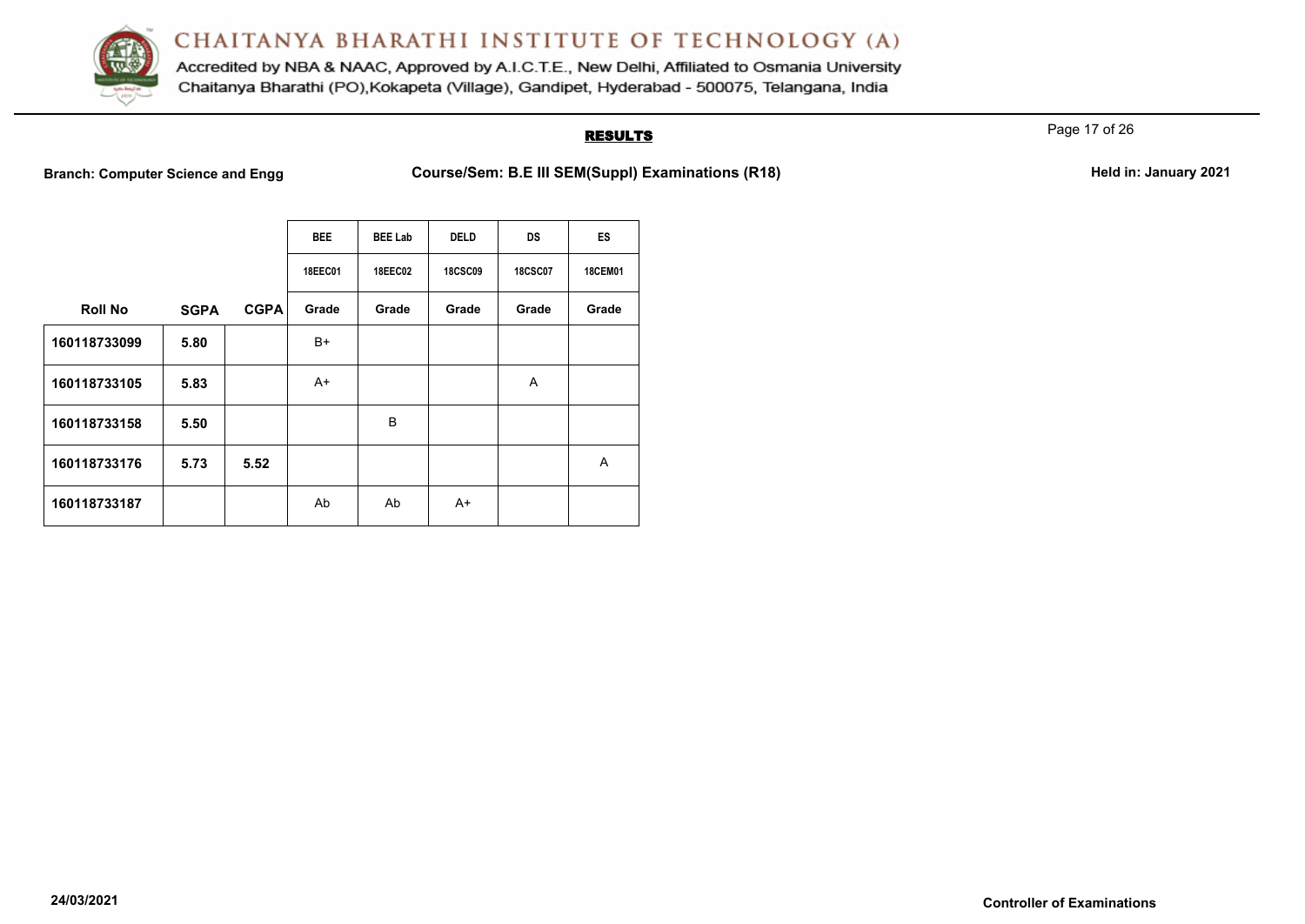# CHAITANYA BHARATHI INSTITUTE OF TECHNOLOGY (A)

Accredited by NBA & NAAC, Approved by A.I.C.T.E., New Delhi, Affiliated to Osmania University
Chaitanya Bharathi (PO),Kokapeta (Village), Gandipet, Hyderabad - 500075, Telangana, India

## RESULTS

**Branch: Computer Science and Engg** **Course/Sem: B.E III SEM(Suppl) Examinations (R18)** **Held in: January 2021**

| | | | BEE | BEE Lab | DELD | DS | ES |
|---|---|---|---|---|---|---|---|
| | | | 18EEC01 | 18EEC02 | 18CSC09 | 18CSC07 | 18CEM01 |
| **Roll No** | **SGPA** | **CGPA** | **Grade** | **Grade** | **Grade** | **Grade** | **Grade** |
| **160118733099** | **5.80** | | B+ | | | | |
| **160118733105** | **5.83** | | A+ | | | A | |
| **160118733158** | **5.50** | | | B | | | |
| **160118733176** | **5.73** | **5.52** | | | | | A |
| **160118733187** | | | Ab | Ab | A+ | | |

**24/03/2021** **Controller of Examinations**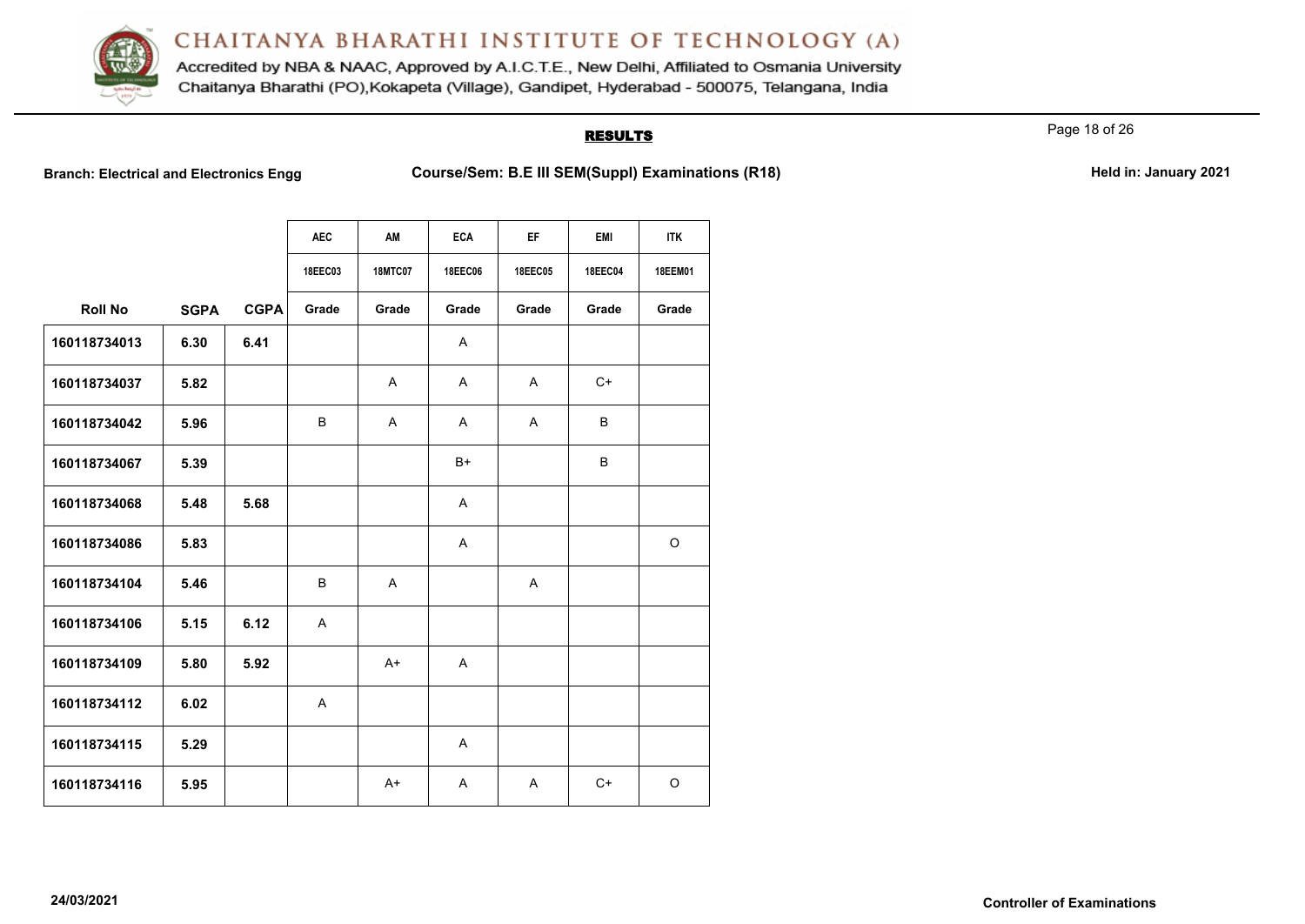# CHAITANYA BHARATHI INSTITUTE OF TECHNOLOGY (A)

Accredited by NBA & NAAC, Approved by A.I.C.T.E., New Delhi, Affiliated to Osmania University
Chaitanya Bharathi (PO),Kokapeta (Village), Gandipet, Hyderabad - 500075, Telangana, India

## RESULTS

**Branch: Electrical and Electronics Engg** | **Course/Sem: B.E III SEM(Suppl) Examinations (R18)** | **Held in: January 2021**

| | | | AEC | AM | ECA | EF | EMI | ITK |
|---|---|---|---|---|---|---|---|---|
| | | | 18EEC03 | 18MTC07 | 18EEC06 | 18EEC05 | 18EEC04 | 18EEM01 |
| **Roll No** | **SGPA** | **CGPA** | **Grade** | **Grade** | **Grade** | **Grade** | **Grade** | **Grade** |
| 160118734013 | 6.30 | 6.41 | | | A | | | |
| 160118734037 | 5.82 | | | A | A | A | C+ | |
| 160118734042 | 5.96 | | B | A | A | A | B | |
| 160118734067 | 5.39 | | | | B+ | | B | |
| 160118734068 | 5.48 | 5.68 | | | A | | | |
| 160118734086 | 5.83 | | | | A | | | O |
| 160118734104 | 5.46 | | B | A | | A | | |
| 160118734106 | 5.15 | 6.12 | A | | | | | |
| 160118734109 | 5.80 | 5.92 | | A+ | A | | | |
| 160118734112 | 6.02 | | A | | | | | |
| 160118734115 | 5.29 | | | | A | | | |
| 160118734116 | 5.95 | | | A+ | A | A | C+ | O |

24/03/2021

**Controller of Examinations**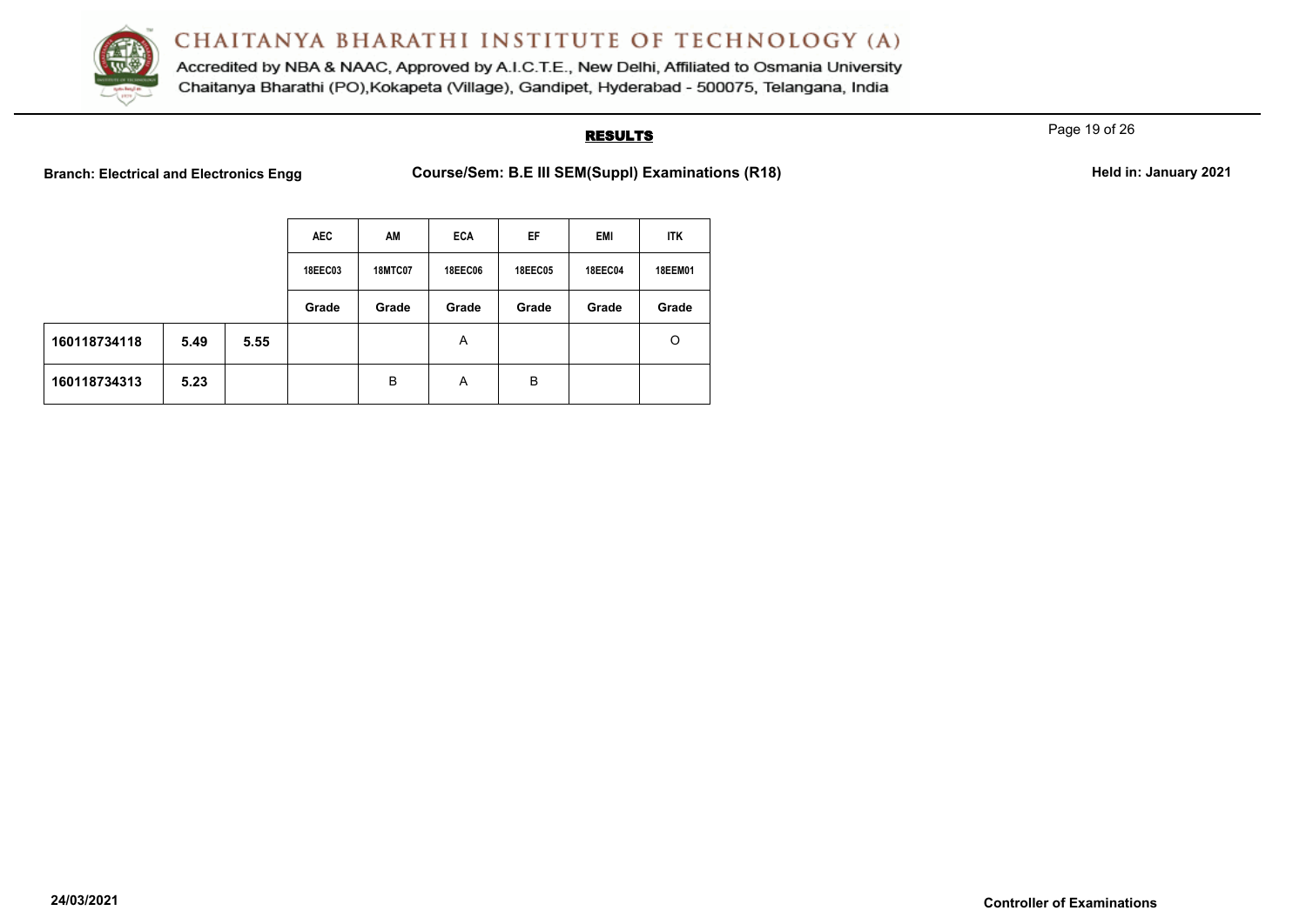# CHAITANYA BHARATHI INSTITUTE OF TECHNOLOGY (A)

Accredited by NBA & NAAC, Approved by A.I.C.T.E., New Delhi, Affiliated to Osmania University
Chaitanya Bharathi (PO),Kokapeta (Village), Gandipet, Hyderabad - 500075, Telangana, India

## RESULTS

**Branch: Electrical and Electronics Engg** **Course/Sem: B.E III SEM(Suppl) Examinations (R18)** **Held in: January 2021**

| | | | AEC | AM | ECA | EF | EMI | ITK |
|---|---|---|---|---|---|---|---|---|
| | | | 18EEC03 | 18MTC07 | 18EEC06 | 18EEC05 | 18EEC04 | 18EEM01 |
| | | | Grade | Grade | Grade | Grade | Grade | Grade |
| **160118734118** | **5.49** | **5.55** | | | A | | | O |
| **160118734313** | **5.23** | | | B | A | B | | |

**24/03/2021** **Controller of Examinations**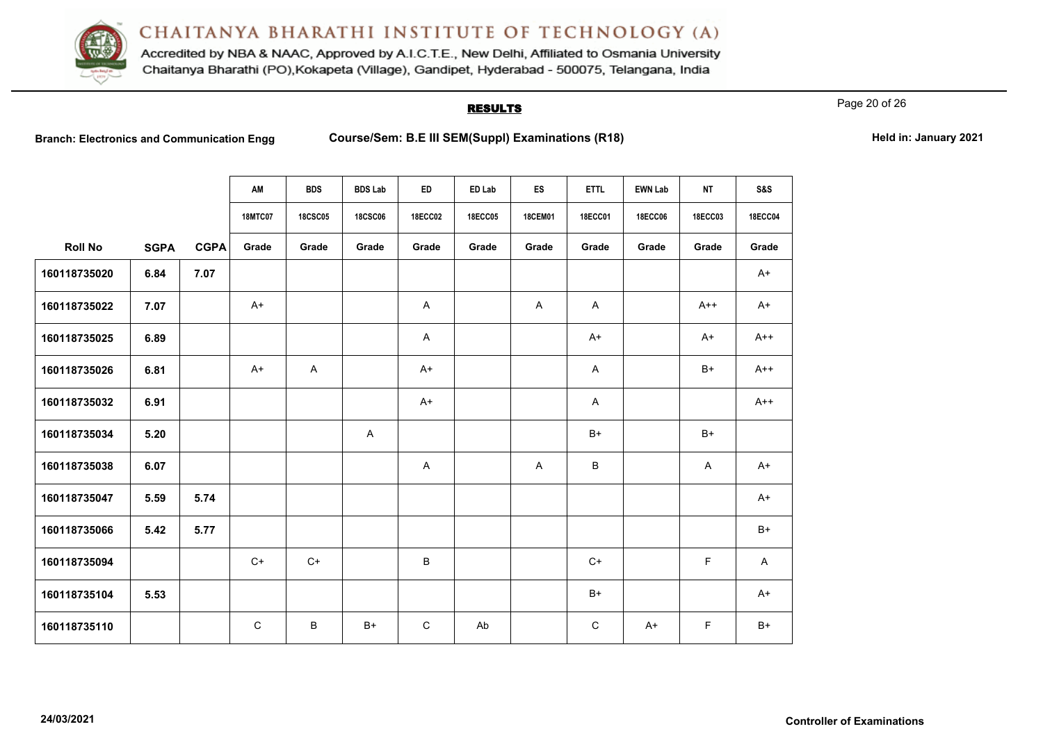# CHAITANYA BHARATHI INSTITUTE OF TECHNOLOGY (A)

Accredited by NBA & NAAC, Approved by A.I.C.T.E., New Delhi, Affiliated to Osmania University
Chaitanya Bharathi (PO),Kokapeta (Village), Gandipet, Hyderabad - 500075, Telangana, India

## RESULTS

**Branch: Electronics and Communication Engg** **Course/Sem: B.E III SEM(Suppl) Examinations (R18)** **Held in: January 2021**

| | | | AM | BDS | BDS Lab | ED | ED Lab | ES | ETTL | EWN Lab | NT | S&S |
|---|---|---|---|---|---|---|---|---|---|---|---|---|
| | | | 18MTC07 | 18CSC05 | 18CSC06 | 18ECC02 | 18ECC05 | 18CEM01 | 18ECC01 | 18ECC06 | 18ECC03 | 18ECC04 |
| **Roll No** | **SGPA** | **CGPA** | **Grade** | **Grade** | **Grade** | **Grade** | **Grade** | **Grade** | **Grade** | **Grade** | **Grade** | **Grade** |
| 160118735020 | 6.84 | 7.07 | | | | | | | | | | A+ |
| 160118735022 | 7.07 | | A+ | | | A | | A | A | | A++ | A+ |
| 160118735025 | 6.89 | | | | | A | | | A+ | | A+ | A++ |
| 160118735026 | 6.81 | | A+ | A | | A+ | | | A | | B+ | A++ |
| 160118735032 | 6.91 | | | | | A+ | | | A | | | A++ |
| 160118735034 | 5.20 | | | | A | | | | B+ | | B+ | |
| 160118735038 | 6.07 | | | | | A | | A | B | | A | A+ |
| 160118735047 | 5.59 | 5.74 | | | | | | | | | | A+ |
| 160118735066 | 5.42 | 5.77 | | | | | | | | | | B+ |
| 160118735094 | | | C+ | C+ | | B | | | C+ | | F | A |
| 160118735104 | 5.53 | | | | | | | | B+ | | | A+ |
| 160118735110 | | | C | B | B+ | C | Ab | | C | A+ | F | B+ |

24/03/2021

**Controller of Examinations**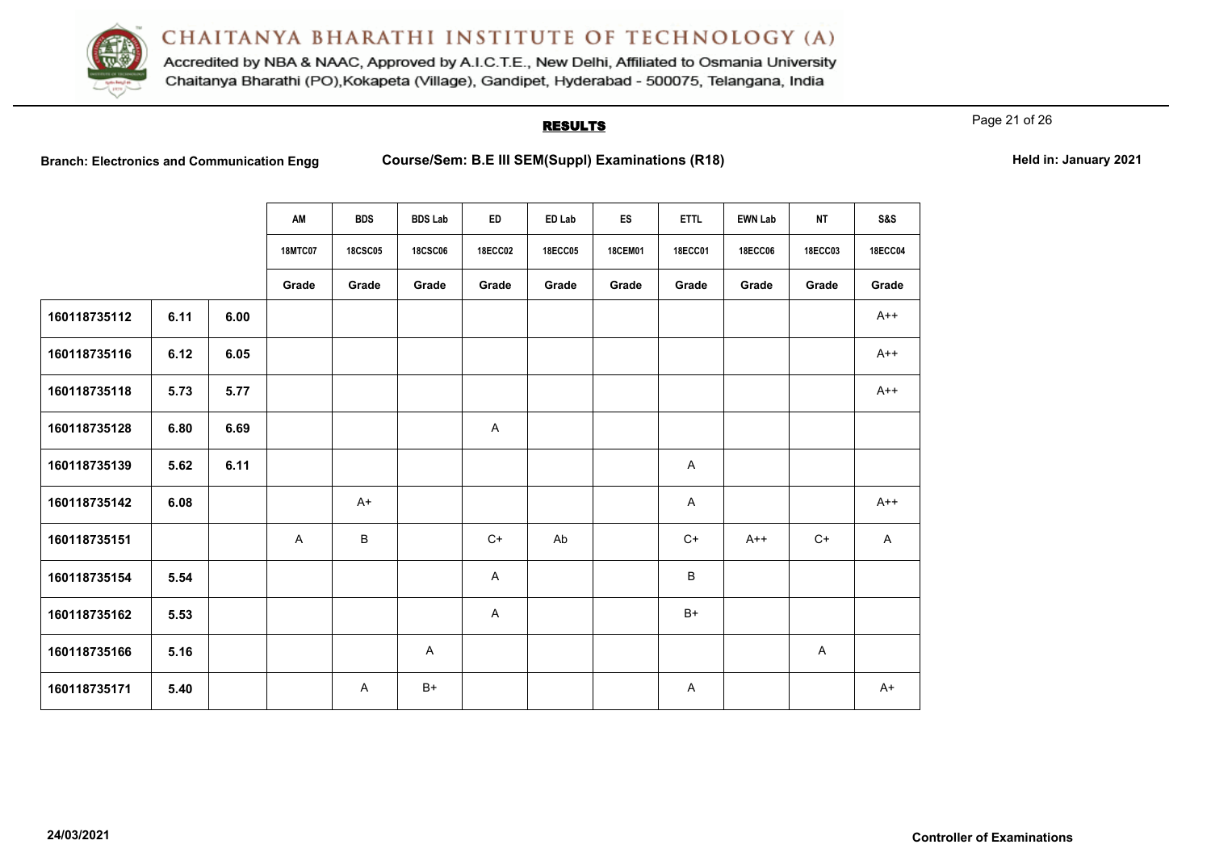# CHAITANYA BHARATHI INSTITUTE OF TECHNOLOGY (A)

Accredited by NBA & NAAC, Approved by A.I.C.T.E., New Delhi, Affiliated to Osmania University
Chaitanya Bharathi (PO),Kokapeta (Village), Gandipet, Hyderabad - 500075, Telangana, India

## RESULTS

**Branch: Electronics and Communication Engg** **Course/Sem: B.E III SEM(Suppl) Examinations (R18)** **Held in: January 2021**

| | | | AM | BDS | BDS Lab | ED | ED Lab | ES | ETTL | EWN Lab | NT | S&S |
|---|---|---|---|---|---|---|---|---|---|---|---|---|
| | | | 18MTC07 | 18CSC05 | 18CSC06 | 18ECC02 | 18ECC05 | 18CEM01 | 18ECC01 | 18ECC06 | 18ECC03 | 18ECC04 |
| | | | Grade | Grade | Grade | Grade | Grade | Grade | Grade | Grade | Grade | Grade |
| 160118735112 | 6.11 | 6.00 | | | | | | | | | | A++ |
| 160118735116 | 6.12 | 6.05 | | | | | | | | | | A++ |
| 160118735118 | 5.73 | 5.77 | | | | | | | | | | A++ |
| 160118735128 | 6.80 | 6.69 | | | | A | | | | | | |
| 160118735139 | 5.62 | 6.11 | | | | | | | A | | | |
| 160118735142 | 6.08 | | | A+ | | | | | A | | | A++ |
| 160118735151 | | | A | B | | C+ | Ab | | C+ | A++ | C+ | A |
| 160118735154 | 5.54 | | | | | A | | | B | | | |
| 160118735162 | 5.53 | | | | | A | | | B+ | | | |
| 160118735166 | 5.16 | | | | A | | | | | | A | |
| 160118735171 | 5.40 | | | A | B+ | | | | A | | | A+ |

24/03/2021

**Controller of Examinations**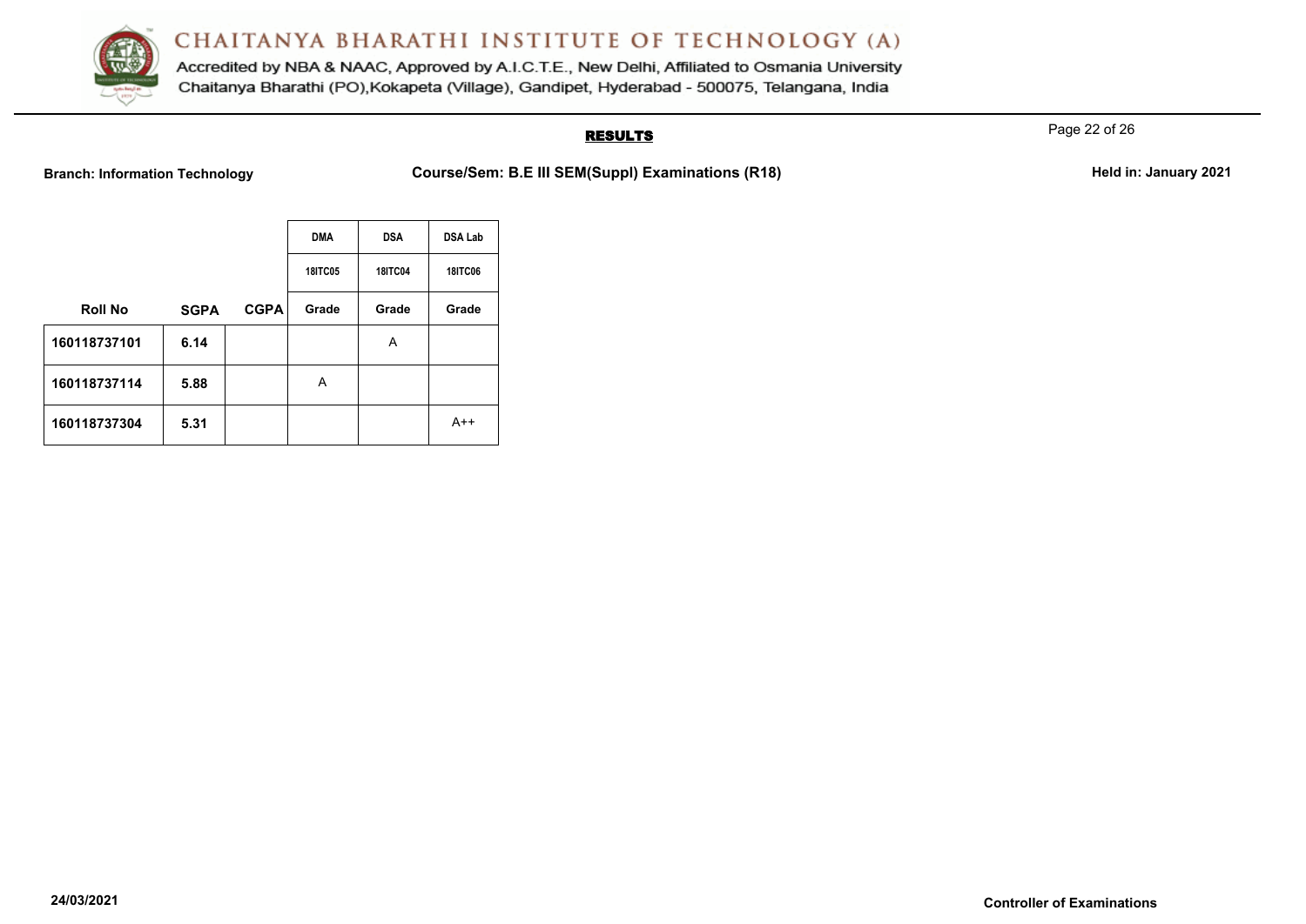# CHAITANYA BHARATHI INSTITUTE OF TECHNOLOGY (A)

Accredited by NBA & NAAC, Approved by A.I.C.T.E., New Delhi, Affiliated to Osmania University
Chaitanya Bharathi (PO),Kokapeta (Village), Gandipet, Hyderabad - 500075, Telangana, India

## RESULTS

**Branch: Information Technology** **Course/Sem: B.E III SEM(Suppl) Examinations (R18)** **Held in: January 2021**

| | | | DMA | DSA | DSA Lab |
|---|---|---|---|---|---|
| | | | 18ITC05 | 18ITC04 | 18ITC06 |
| **Roll No** | **SGPA** | **CGPA** | **Grade** | **Grade** | **Grade** |
| **160118737101** | **6.14** | | | A | |
| **160118737114** | **5.88** | | A | | |
| **160118737304** | **5.31** | | | | A++ |

**24/03/2021** **Controller of Examinations**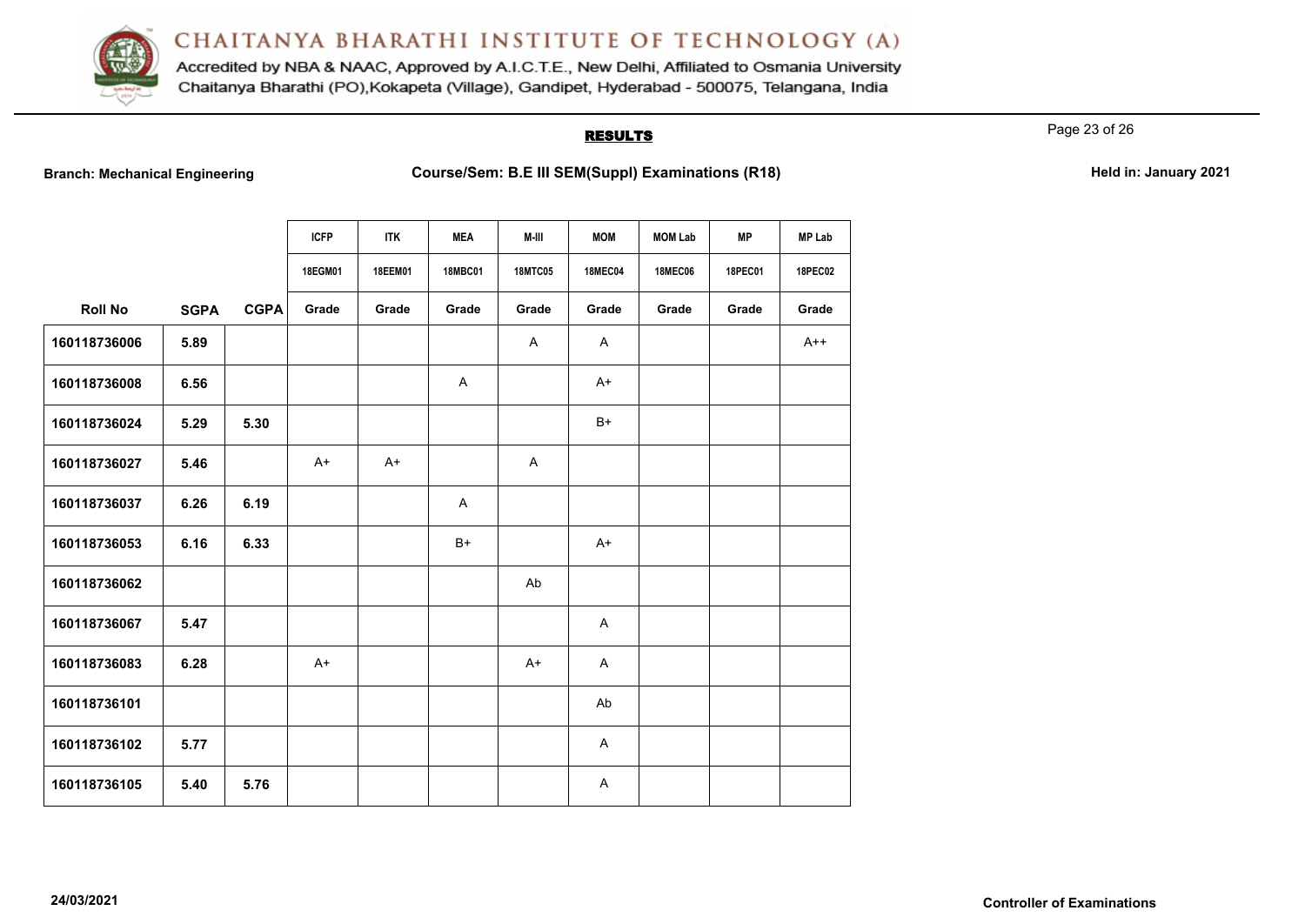# CHAITANYA BHARATHI INSTITUTE OF TECHNOLOGY (A)

Accredited by NBA & NAAC, Approved by A.I.C.T.E., New Delhi, Affiliated to Osmania University
Chaitanya Bharathi (PO),Kokapeta (Village), Gandipet, Hyderabad - 500075, Telangana, India

## RESULTS

**Branch: Mechanical Engineering** **Course/Sem: B.E III SEM(Suppl) Examinations (R18)** **Held in: January 2021**

| | | | ICFP | ITK | MEA | M-III | MOM | MOM Lab | MP | MP Lab |
|---|---|---|---|---|---|---|---|---|---|---|
| | | | 18EGM01 | 18EEM01 | 18MBC01 | 18MTC05 | 18MEC04 | 18MEC06 | 18PEC01 | 18PEC02 |
| **Roll No** | **SGPA** | **CGPA** | **Grade** | **Grade** | **Grade** | **Grade** | **Grade** | **Grade** | **Grade** | **Grade** |
| 160118736006 | 5.89 | | | | | A | A | | | A++ |
| 160118736008 | 6.56 | | | | A | | A+ | | | |
| 160118736024 | 5.29 | 5.30 | | | | | B+ | | | |
| 160118736027 | 5.46 | | A+ | A+ | | A | | | | |
| 160118736037 | 6.26 | 6.19 | | | A | | | | | |
| 160118736053 | 6.16 | 6.33 | | | B+ | | A+ | | | |
| 160118736062 | | | | | | Ab | | | | |
| 160118736067 | 5.47 | | | | | | A | | | |
| 160118736083 | 6.28 | | A+ | | | A+ | A | | | |
| 160118736101 | | | | | | | Ab | | | |
| 160118736102 | 5.77 | | | | | | A | | | |
| 160118736105 | 5.40 | 5.76 | | | | | A | | | |

24/03/2021 **Controller of Examinations**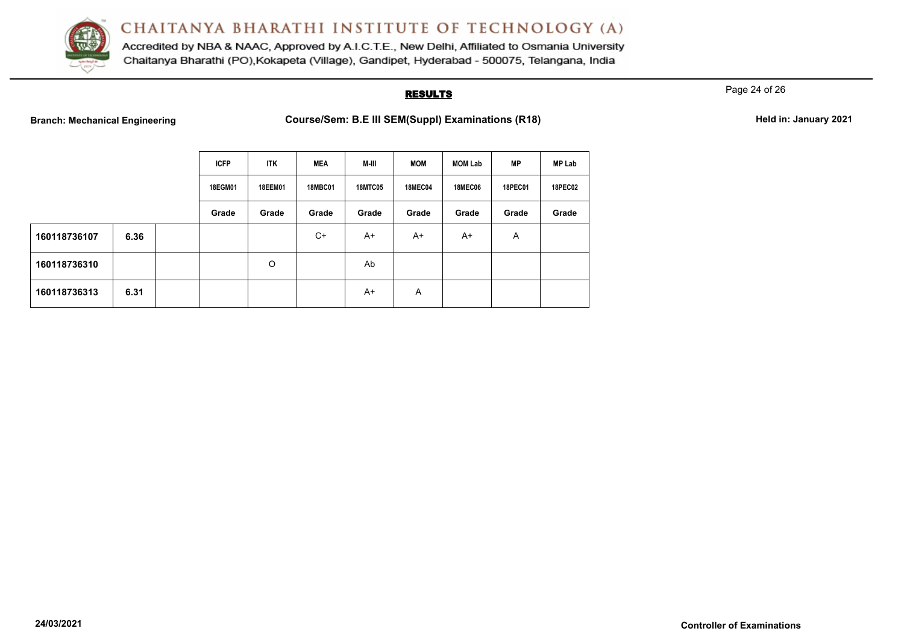# CHAITANYA BHARATHI INSTITUTE OF TECHNOLOGY (A)

Accredited by NBA & NAAC, Approved by A.I.C.T.E., New Delhi, Affiliated to Osmania University
Chaitanya Bharathi (PO),Kokapeta (Village), Gandipet, Hyderabad - 500075, Telangana, India

## RESULTS

**Branch: Mechanical Engineering** | **Course/Sem: B.E III SEM(Suppl) Examinations (R18)** | **Held in: January 2021**

| | | | ICFP | ITK | MEA | M-III | MOM | MOM Lab | MP | MP Lab |
|---|---|---|---|---|---|---|---|---|---|---|
| | | | 18EGM01 | 18EEM01 | 18MBC01 | 18MTC05 | 18MEC04 | 18MEC06 | 18PEC01 | 18PEC02 |
| | | | Grade | Grade | Grade | Grade | Grade | Grade | Grade | Grade |
| **160118736107** | **6.36** | | | | C+ | A+ | A+ | A+ | A | |
| **160118736310** | | | | O | | Ab | | | | |
| **160118736313** | **6.31** | | | | | A+ | A | | | |

**24/03/2021** **Controller of Examinations**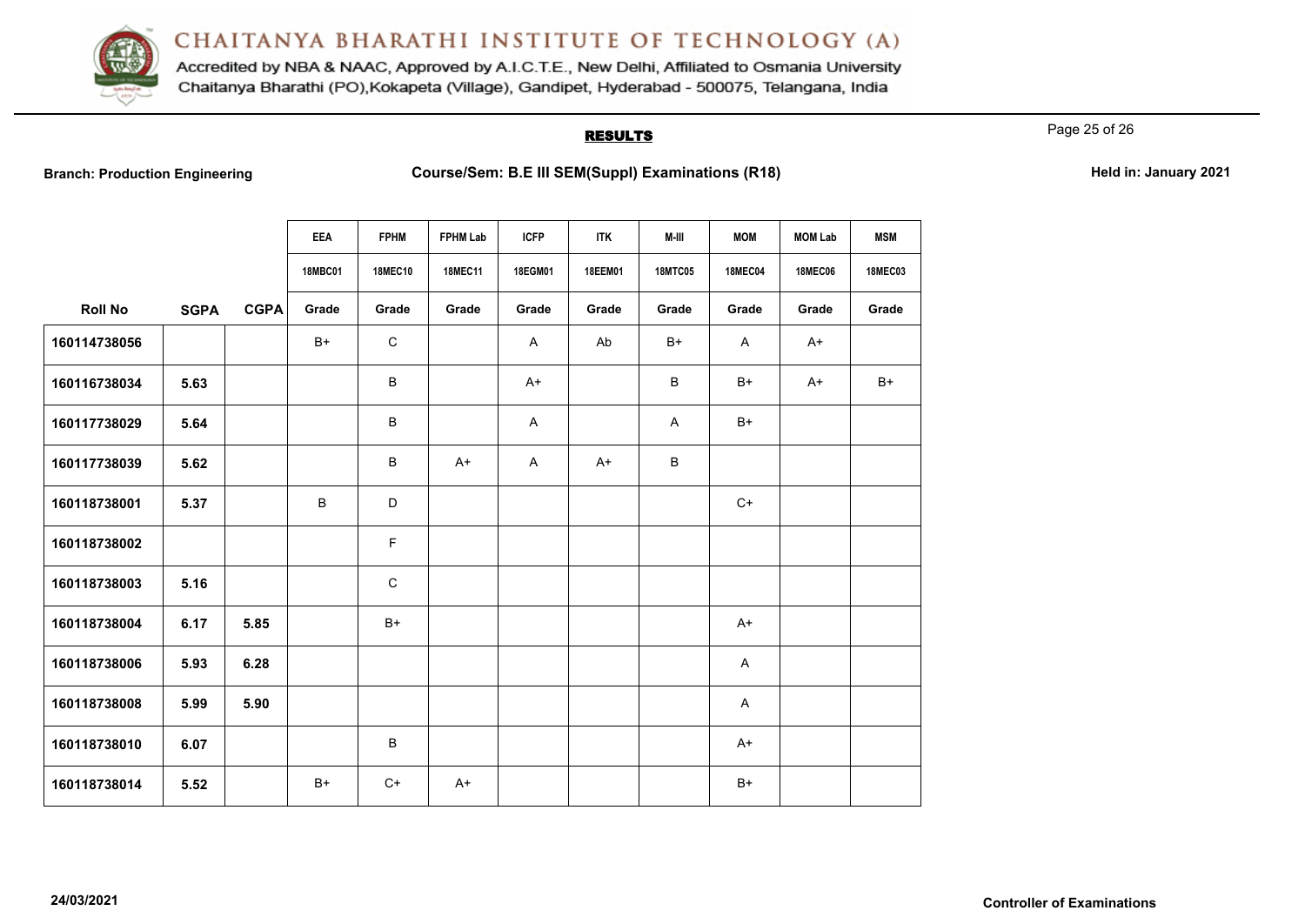# CHAITANYA BHARATHI INSTITUTE OF TECHNOLOGY (A)

Accredited by NBA & NAAC, Approved by A.I.C.T.E., New Delhi, Affiliated to Osmania University
Chaitanya Bharathi (PO),Kokapeta (Village), Gandipet, Hyderabad - 500075, Telangana, India

## RESULTS

**Branch: Production Engineering** **Course/Sem: B.E III SEM(Suppl) Examinations (R18)** **Held in: January 2021**

| | | | EEA | FPHM | FPHM Lab | ICFP | ITK | M-III | MOM | MOM Lab | MSM |
|---|---|---|---|---|---|---|---|---|---|---|---|
| | | | 18MBC01 | 18MEC10 | 18MEC11 | 18EGM01 | 18EEM01 | 18MTC05 | 18MEC04 | 18MEC06 | 18MEC03 |
| Roll No | SGPA | CGPA | Grade | Grade | Grade | Grade | Grade | Grade | Grade | Grade | Grade |
| 160114738056 | | | B+ | C | | A | Ab | B+ | A | A+ | |
| 160116738034 | 5.63 | | | B | | A+ | | B | B+ | A+ | B+ |
| 160117738029 | 5.64 | | | B | | A | | A | B+ | | |
| 160117738039 | 5.62 | | | B | A+ | A | A+ | B | | | |
| 160118738001 | 5.37 | | B | D | | | | | C+ | | |
| 160118738002 | | | | F | | | | | | | |
| 160118738003 | 5.16 | | | C | | | | | | | |
| 160118738004 | 6.17 | 5.85 | | B+ | | | | | A+ | | |
| 160118738006 | 5.93 | 6.28 | | | | | | | A | | |
| 160118738008 | 5.99 | 5.90 | | | | | | | A | | |
| 160118738010 | 6.07 | | | B | | | | | A+ | | |
| 160118738014 | 5.52 | | B+ | C+ | A+ | | | | B+ | | |

24/03/2021 **Controller of Examinations**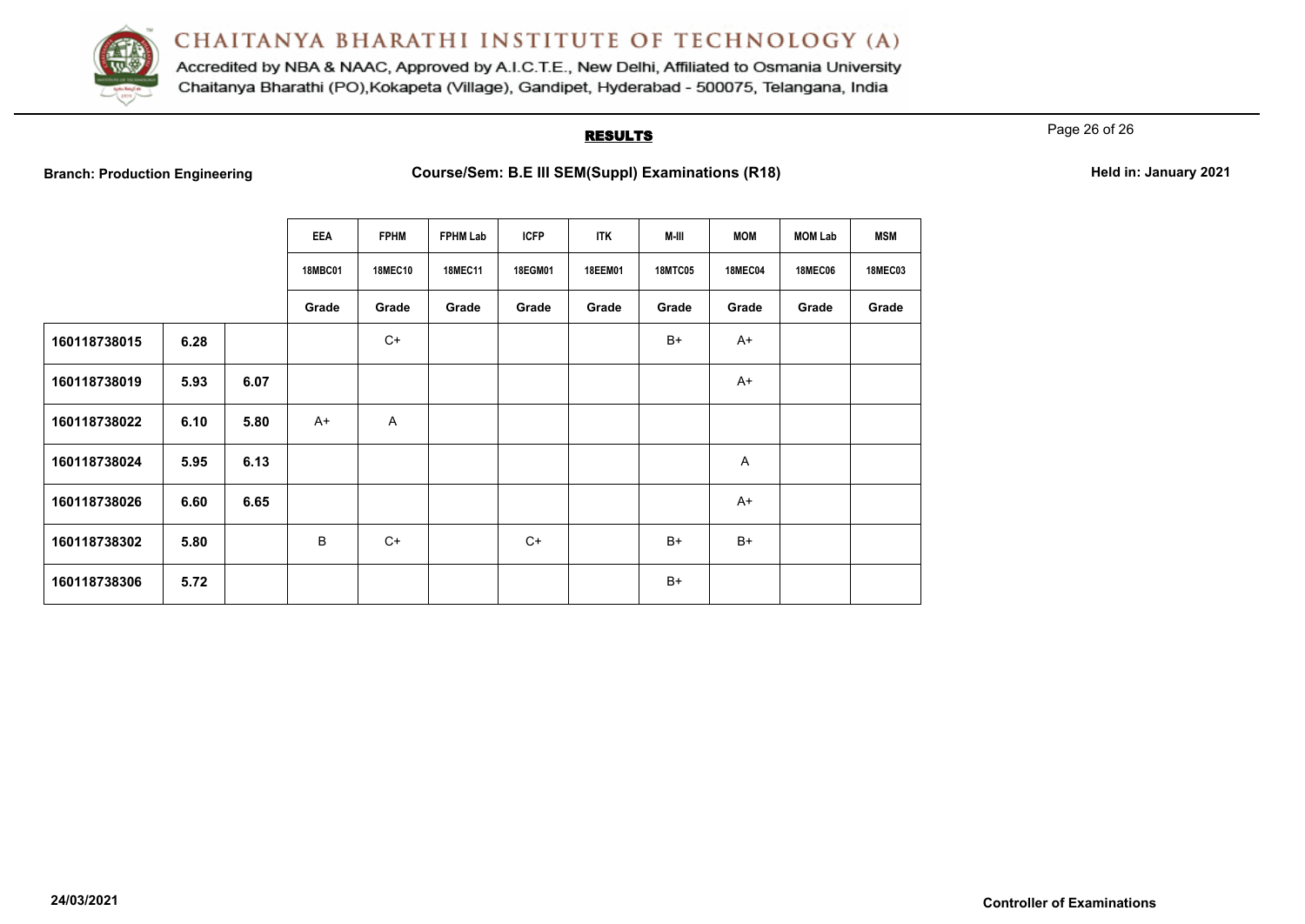# CHAITANYA BHARATHI INSTITUTE OF TECHNOLOGY (A)

Accredited by NBA & NAAC, Approved by A.I.C.T.E., New Delhi, Affiliated to Osmania University
Chaitanya Bharathi (PO),Kokapeta (Village), Gandipet, Hyderabad - 500075, Telangana, India

## RESULTS

**Branch: Production Engineering** **Course/Sem: B.E III SEM(Suppl) Examinations (R18)** **Held in: January 2021**

| | | | EEA | FPHM | FPHM Lab | ICFP | ITK | M-III | MOM | MOM Lab | MSM |
|---|---|---|---|---|---|---|---|---|---|---|---|
| | | | 18MBC01 | 18MEC10 | 18MEC11 | 18EGM01 | 18EEM01 | 18MTC05 | 18MEC04 | 18MEC06 | 18MEC03 |
| | | | Grade | Grade | Grade | Grade | Grade | Grade | Grade | Grade | Grade |
| 160118738015 | 6.28 | | | C+ | | | | B+ | A+ | | |
| 160118738019 | 5.93 | 6.07 | | | | | | | A+ | | |
| 160118738022 | 6.10 | 5.80 | A+ | A | | | | | | | |
| 160118738024 | 5.95 | 6.13 | | | | | | | A | | |
| 160118738026 | 6.60 | 6.65 | | | | | | | A+ | | |
| 160118738302 | 5.80 | | B | C+ | | C+ | | B+ | B+ | | |
| 160118738306 | 5.72 | | | | | | | B+ | | | |

24/03/2021

**Controller of Examinations**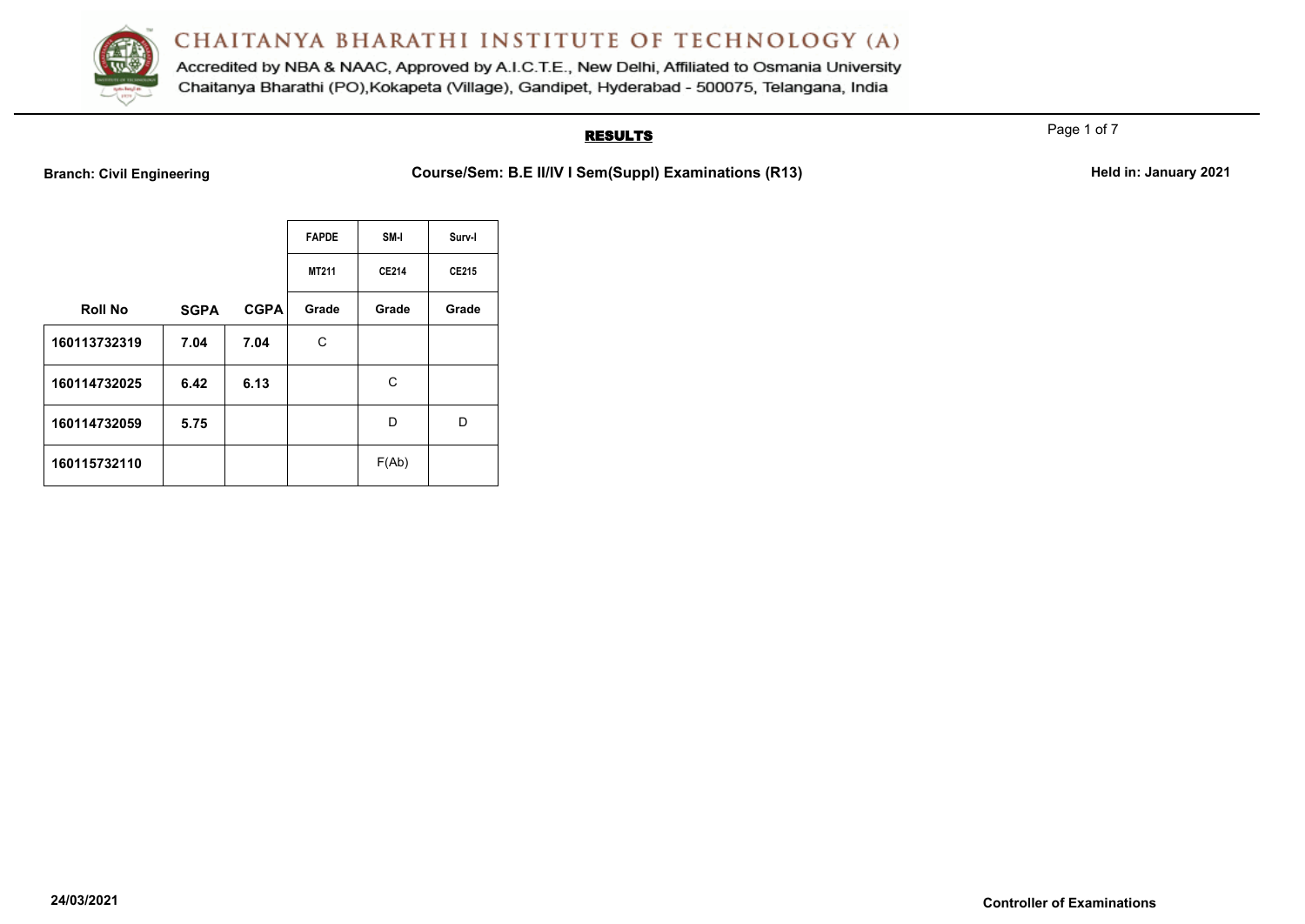# CHAITANYA BHARATHI INSTITUTE OF TECHNOLOGY (A)

Accredited by NBA & NAAC, Approved by A.I.C.T.E., New Delhi, Affiliated to Osmania University
Chaitanya Bharathi (PO),Kokapeta (Village), Gandipet, Hyderabad - 500075, Telangana, India

## RESULTS

**Branch: Civil Engineering** **Course/Sem: B.E II/IV I Sem(Suppl) Examinations (R13)** **Held in: January 2021**

| | | | FAPDE | SM-I | Surv-I |
|---|---|---|---|---|---|
| | | | MT211 | CE214 | CE215 |
| **Roll No** | **SGPA** | **CGPA** | **Grade** | **Grade** | **Grade** |
| **160113732319** | **7.04** | **7.04** | C | | |
| **160114732025** | **6.42** | **6.13** | | C | |
| **160114732059** | **5.75** | | | D | D |
| **160115732110** | | | | F(Ab) | |

**24/03/2021** **Controller of Examinations**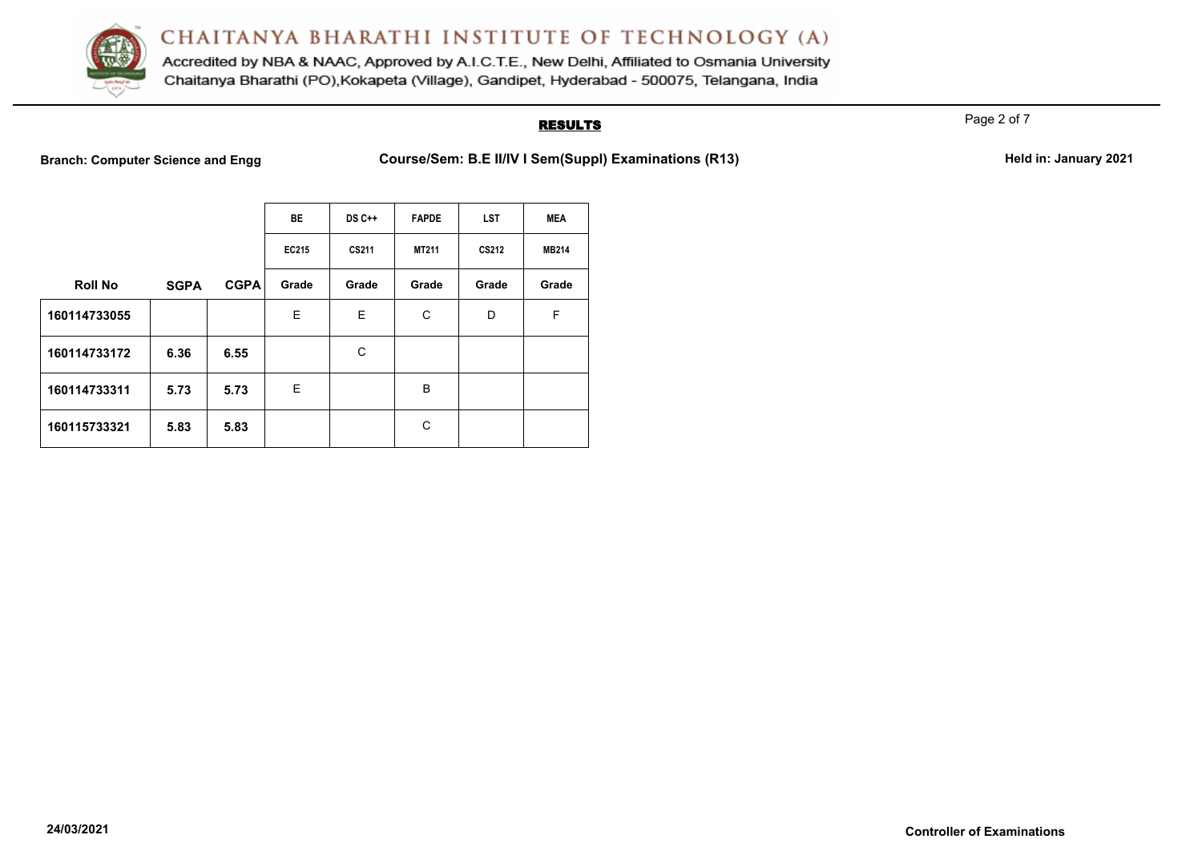# CHAITANYA BHARATHI INSTITUTE OF TECHNOLOGY (A)

Accredited by NBA & NAAC, Approved by A.I.C.T.E., New Delhi, Affiliated to Osmania University
Chaitanya Bharathi (PO),Kokapeta (Village), Gandipet, Hyderabad - 500075, Telangana, India

## RESULTS

**Branch: Computer Science and Engg** **Course/Sem: B.E II/IV I Sem(Suppl) Examinations (R13)** **Held in: January 2021**

| | | | BE | DS C++ | FAPDE | LST | MEA |
|---|---|---|---|---|---|---|---|
| | | | EC215 | CS211 | MT211 | CS212 | MB214 |
| **Roll No** | **SGPA** | **CGPA** | **Grade** | **Grade** | **Grade** | **Grade** | **Grade** |
| **160114733055** | | | E | E | C | D | F |
| **160114733172** | **6.36** | **6.55** | | C | | | |
| **160114733311** | **5.73** | **5.73** | E | | B | | |
| **160115733321** | **5.83** | **5.83** | | | C | | |

**24/03/2021** **Controller of Examinations**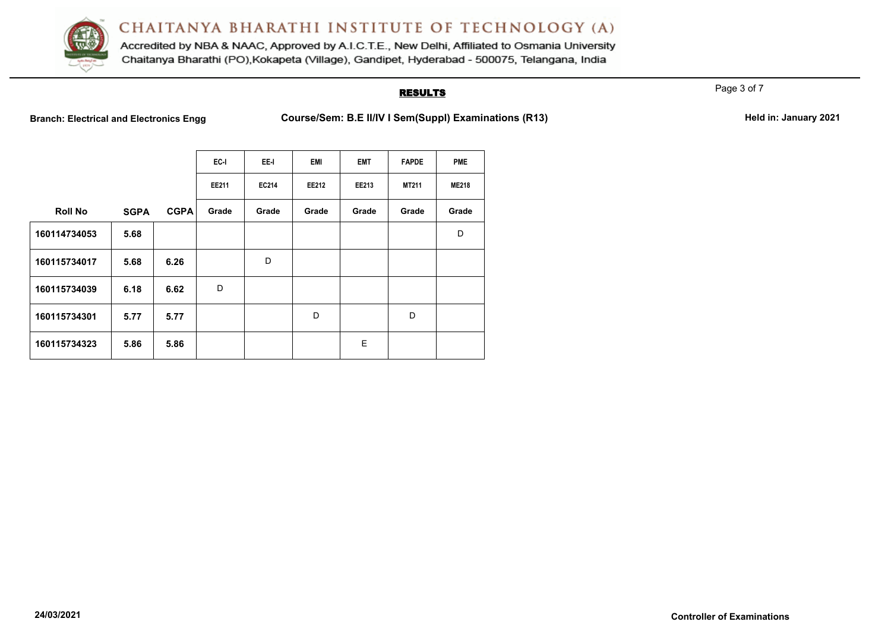# CHAITANYA BHARATHI INSTITUTE OF TECHNOLOGY (A)

Accredited by NBA & NAAC, Approved by A.I.C.T.E., New Delhi, Affiliated to Osmania University
Chaitanya Bharathi (PO),Kokapeta (Village), Gandipet, Hyderabad - 500075, Telangana, India

## RESULTS

**Branch: Electrical and Electronics Engg** **Course/Sem: B.E II/IV I Sem(Suppl) Examinations (R13)** **Held in: January 2021**

| | | | EC-I | EE-I | EMI | EMT | FAPDE | PME |
|---|---|---|---|---|---|---|---|---|
| | | | EE211 | EC214 | EE212 | EE213 | MT211 | ME218 |
| **Roll No** | **SGPA** | **CGPA** | **Grade** | **Grade** | **Grade** | **Grade** | **Grade** | **Grade** |
| 160114734053 | 5.68 | | | | | | | D |
| 160115734017 | 5.68 | 6.26 | | D | | | | |
| 160115734039 | 6.18 | 6.62 | D | | | | | |
| 160115734301 | 5.77 | 5.77 | | | D | | D | |
| 160115734323 | 5.86 | 5.86 | | | | E | | |

**24/03/2021** **Controller of Examinations**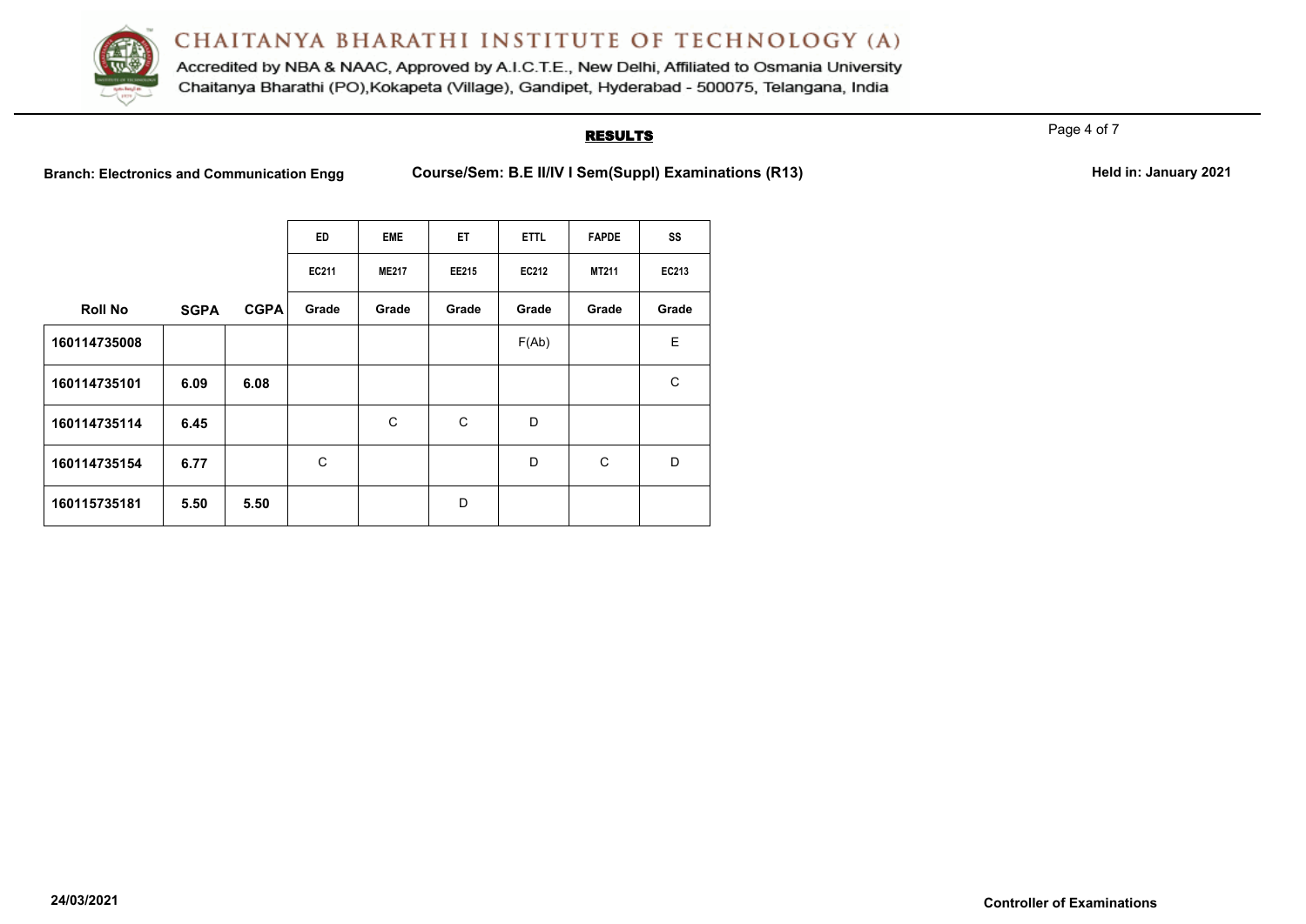# CHAITANYA BHARATHI INSTITUTE OF TECHNOLOGY (A)

Accredited by NBA & NAAC, Approved by A.I.C.T.E., New Delhi, Affiliated to Osmania University
Chaitanya Bharathi (PO),Kokapeta (Village), Gandipet, Hyderabad - 500075, Telangana, India

## RESULTS

**Branch: Electronics and Communication Engg** **Course/Sem: B.E II/IV I Sem(Suppl) Examinations (R13)** **Held in: January 2021**

| | | | ED | EME | ET | ETTL | FAPDE | SS |
|---|---|---|---|---|---|---|---|---|
| | | | EC211 | ME217 | EE215 | EC212 | MT211 | EC213 |
| **Roll No** | **SGPA** | **CGPA** | **Grade** | **Grade** | **Grade** | **Grade** | **Grade** | **Grade** |
| **160114735008** | | | | | | F(Ab) | | E |
| **160114735101** | **6.09** | **6.08** | | | | | | C |
| **160114735114** | **6.45** | | | C | C | D | | |
| **160114735154** | **6.77** | | C | | | D | C | D |
| **160115735181** | **5.50** | **5.50** | | | D | | | |

**24/03/2021** **Controller of Examinations**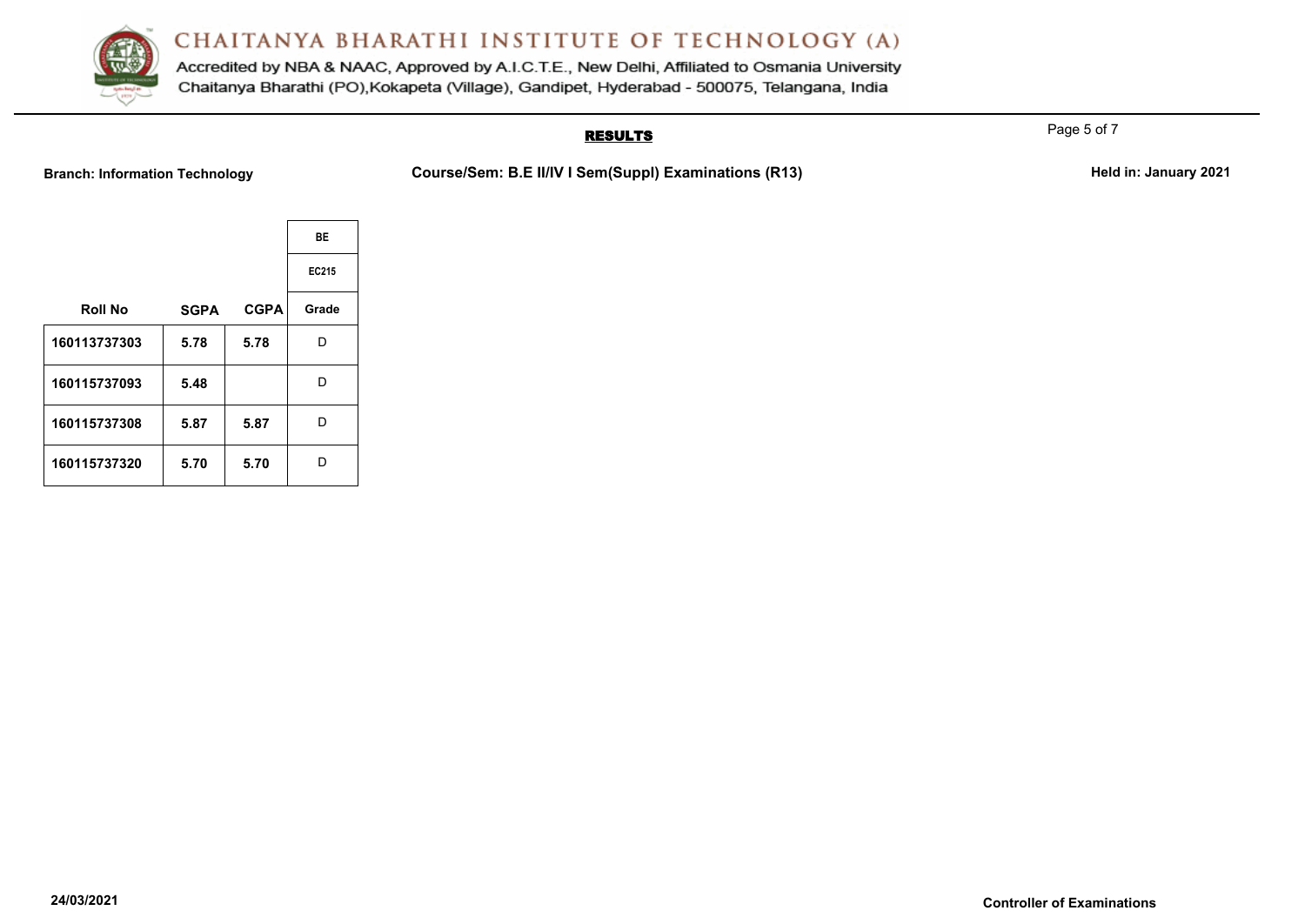# CHAITANYA BHARATHI INSTITUTE OF TECHNOLOGY (A)

Accredited by NBA & NAAC, Approved by A.I.C.T.E., New Delhi, Affiliated to Osmania University
Chaitanya Bharathi (PO),Kokapeta (Village), Gandipet, Hyderabad - 500075, Telangana, India

## RESULTS

**Branch: Information Technology** **Course/Sem: B.E II/IV I Sem(Suppl) Examinations (R13)** **Held in: January 2021**

| | | | BE |
|---|---|---|---|
| | | | EC215 |
| **Roll No** | **SGPA** | **CGPA** | **Grade** |
| **160113737303** | **5.78** | **5.78** | D |
| **160115737093** | **5.48** | | D |
| **160115737308** | **5.87** | **5.87** | D |
| **160115737320** | **5.70** | **5.70** | D |

**24/03/2021** **Controller of Examinations**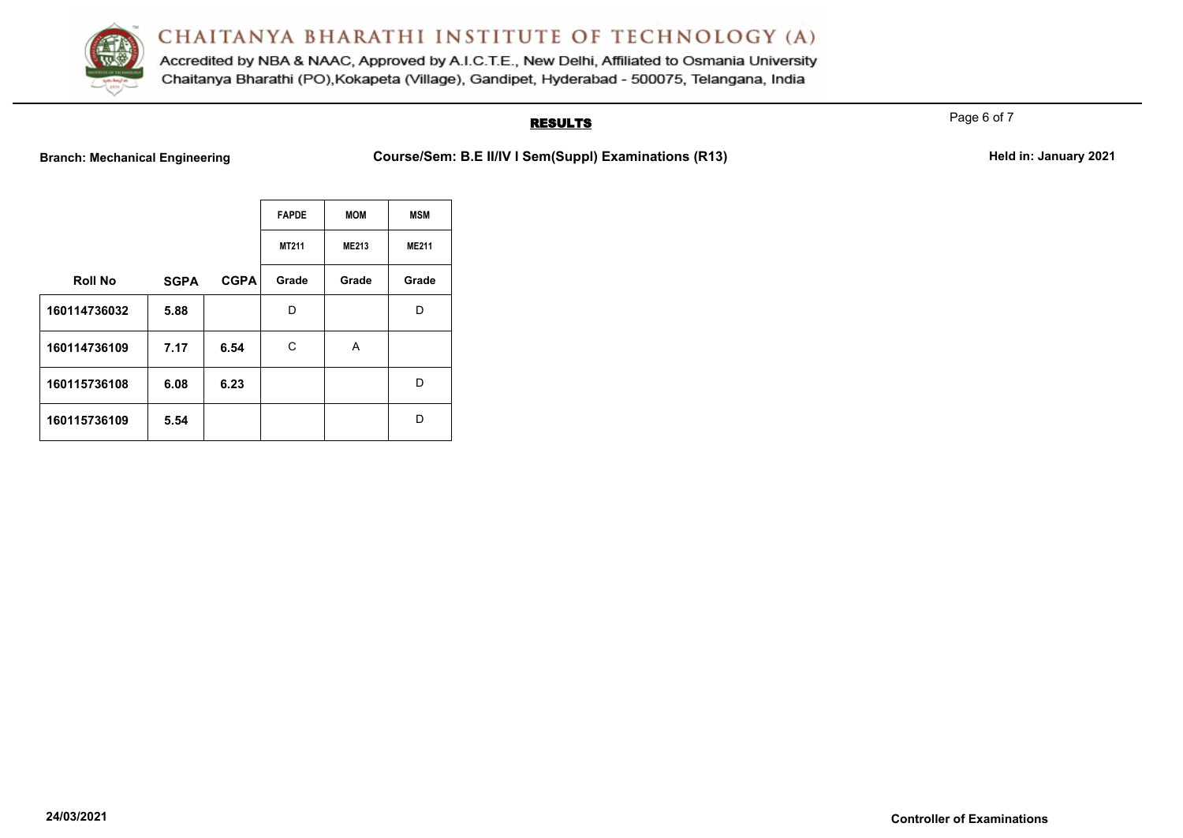# CHAITANYA BHARATHI INSTITUTE OF TECHNOLOGY (A)

Accredited by NBA & NAAC, Approved by A.I.C.T.E., New Delhi, Affiliated to Osmania University
Chaitanya Bharathi (PO),Kokapeta (Village), Gandipet, Hyderabad - 500075, Telangana, India

## RESULTS

**Branch: Mechanical Engineering** **Course/Sem: B.E II/IV I Sem(Suppl) Examinations (R13)** **Held in: January 2021**

| | | | FAPDE | MOM | MSM |
|---|---|---|---|---|---|
| | | | MT211 | ME213 | ME211 |
| Roll No | SGPA | CGPA | Grade | Grade | Grade |
| 160114736032 | 5.88 | | D | | D |
| 160114736109 | 7.17 | 6.54 | C | A | |
| 160115736108 | 6.08 | 6.23 | | | D |
| 160115736109 | 5.54 | | | | D |

24/03/2021

**Controller of Examinations**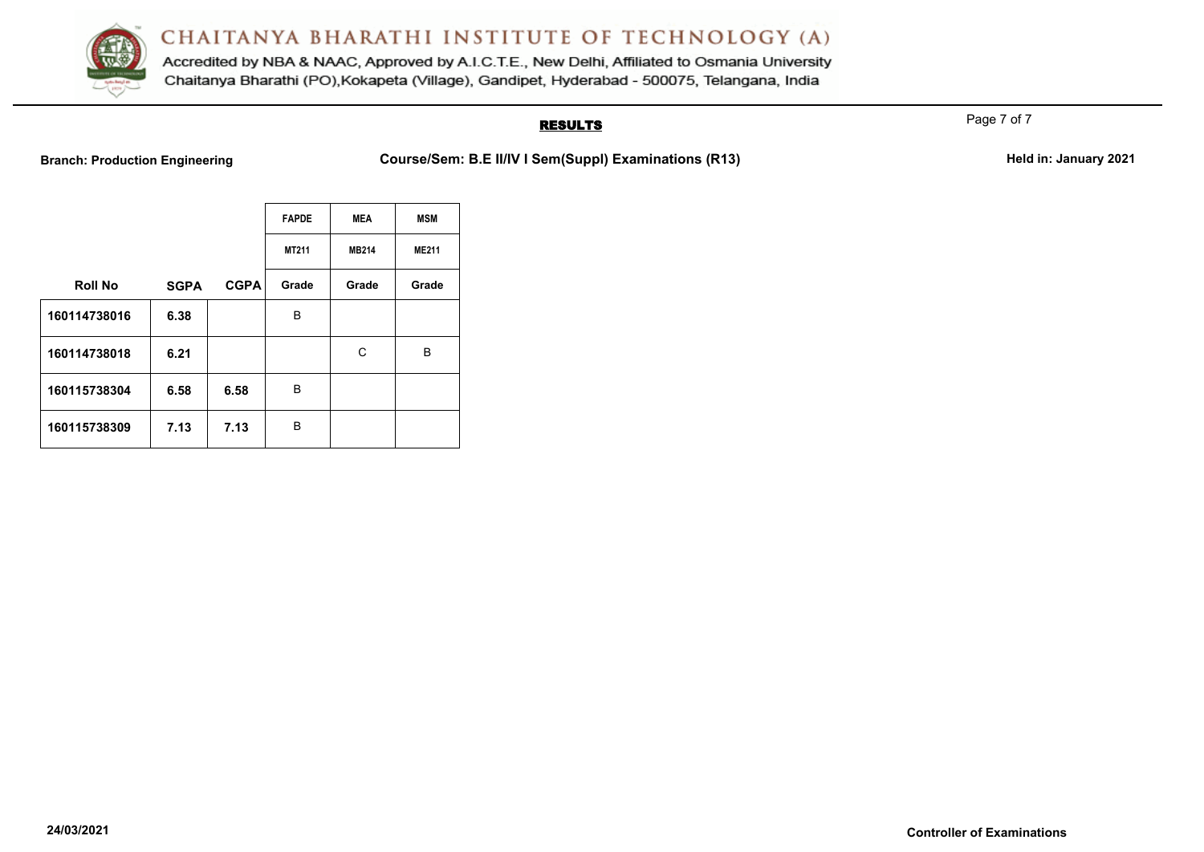# CHAITANYA BHARATHI INSTITUTE OF TECHNOLOGY (A)

Accredited by NBA & NAAC, Approved by A.I.C.T.E., New Delhi, Affiliated to Osmania University
Chaitanya Bharathi (PO),Kokapeta (Village), Gandipet, Hyderabad - 500075, Telangana, India

## RESULTS

**Branch: Production Engineering** **Course/Sem: B.E II/IV I Sem(Suppl) Examinations (R13)** **Held in: January 2021**

| | | | FAPDE | MEA | MSM |
|---|---|---|---|---|---|
| | | | MT211 | MB214 | ME211 |
| Roll No | SGPA | CGPA | Grade | Grade | Grade |
| 160114738016 | 6.38 | | B | | |
| 160114738018 | 6.21 | | | C | B |
| 160115738304 | 6.58 | 6.58 | B | | |
| 160115738309 | 7.13 | 7.13 | B | | |

24/03/2021

**Controller of Examinations**